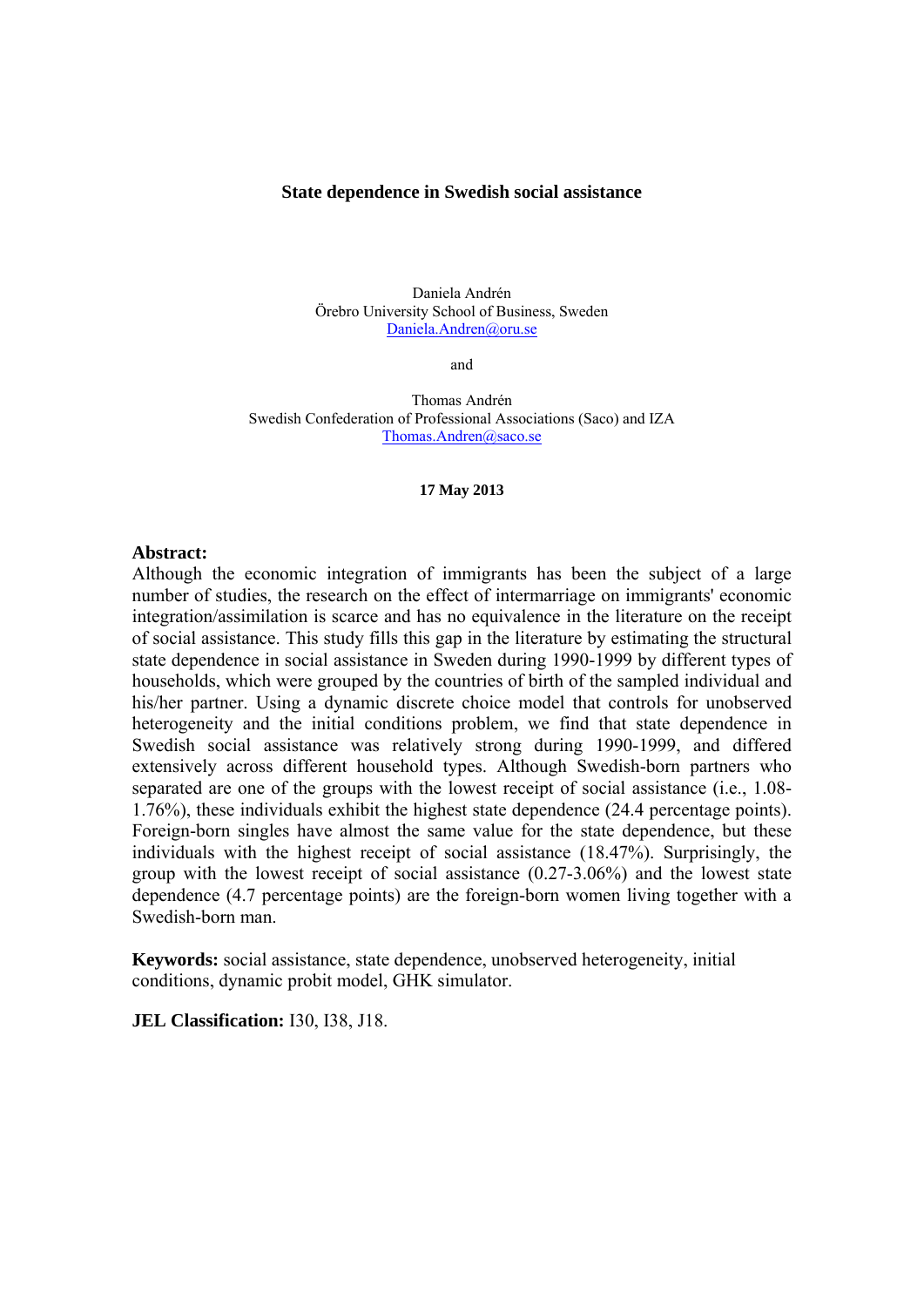# State dependence in Swedish social assistance

Daniela Andrén
Örebro University School of Business, Sweden
Daniela.Andren@oru.se

and

Thomas Andrén
Swedish Confederation of Professional Associations (Saco) and IZA
Thomas.Andren@saco.se

**17 May 2013**

**Abstract:**
Although the economic integration of immigrants has been the subject of a large number of studies, the research on the effect of intermarriage on immigrants' economic integration/assimilation is scarce and has no equivalence in the literature on the receipt of social assistance. This study fills this gap in the literature by estimating the structural state dependence in social assistance in Sweden during 1990-1999 by different types of households, which were grouped by the countries of birth of the sampled individual and his/her partner. Using a dynamic discrete choice model that controls for unobserved heterogeneity and the initial conditions problem, we find that state dependence in Swedish social assistance was relatively strong during 1990-1999, and differed extensively across different household types. Although Swedish-born partners who separated are one of the groups with the lowest receipt of social assistance (i.e., 1.08-1.76%), these individuals exhibit the highest state dependence (24.4 percentage points). Foreign-born singles have almost the same value for the state dependence, but these individuals with the highest receipt of social assistance (18.47%). Surprisingly, the group with the lowest receipt of social assistance (0.27-3.06%) and the lowest state dependence (4.7 percentage points) are the foreign-born women living together with a Swedish-born man.

**Keywords:** social assistance, state dependence, unobserved heterogeneity, initial conditions, dynamic probit model, GHK simulator.

**JEL Classification:** I30, I38, J18.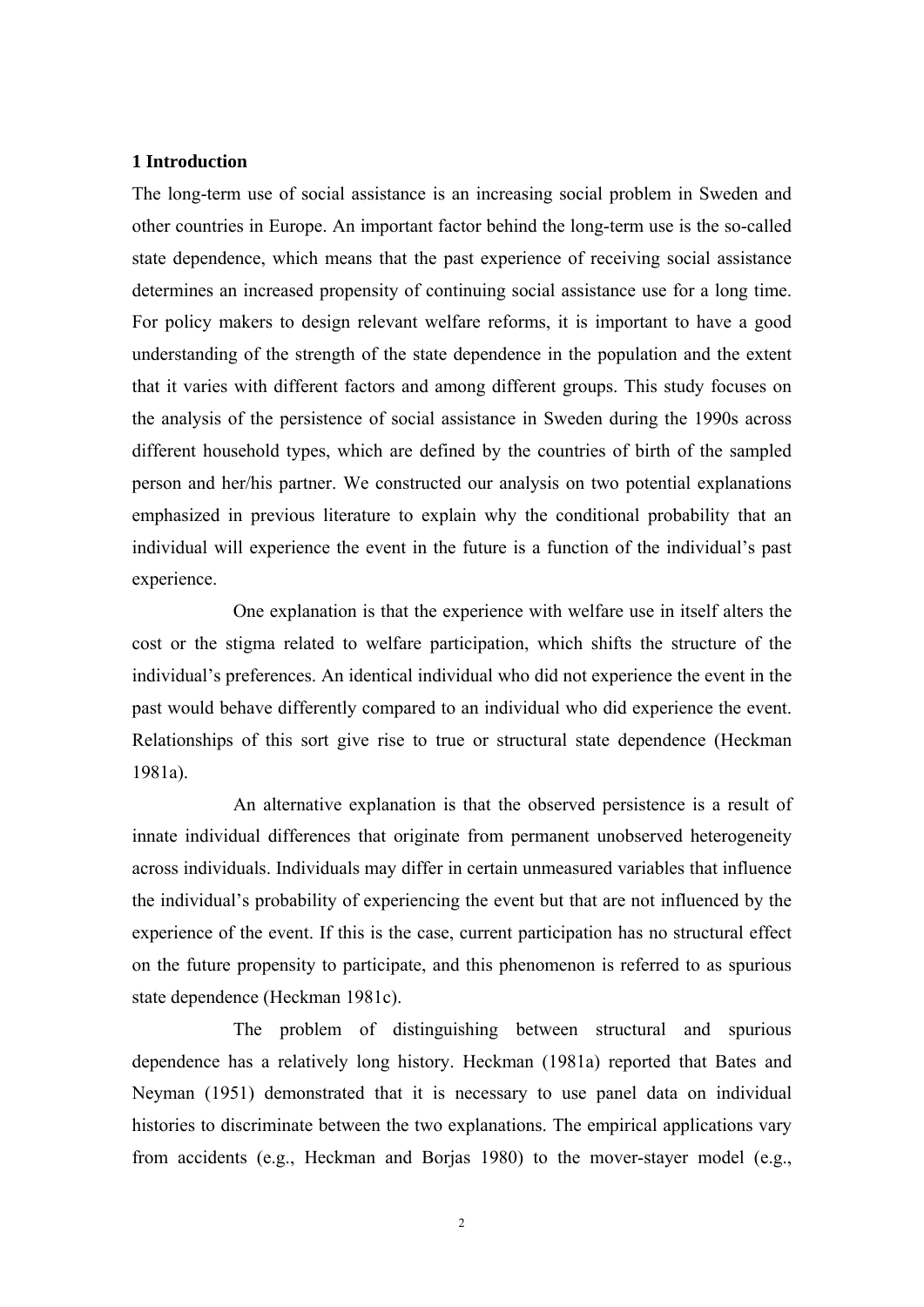## 1 Introduction

The long-term use of social assistance is an increasing social problem in Sweden and other countries in Europe. An important factor behind the long-term use is the so-called state dependence, which means that the past experience of receiving social assistance determines an increased propensity of continuing social assistance use for a long time. For policy makers to design relevant welfare reforms, it is important to have a good understanding of the strength of the state dependence in the population and the extent that it varies with different factors and among different groups. This study focuses on the analysis of the persistence of social assistance in Sweden during the 1990s across different household types, which are defined by the countries of birth of the sampled person and her/his partner. We constructed our analysis on two potential explanations emphasized in previous literature to explain why the conditional probability that an individual will experience the event in the future is a function of the individual's past experience.

One explanation is that the experience with welfare use in itself alters the cost or the stigma related to welfare participation, which shifts the structure of the individual's preferences. An identical individual who did not experience the event in the past would behave differently compared to an individual who did experience the event. Relationships of this sort give rise to true or structural state dependence (Heckman 1981a).

An alternative explanation is that the observed persistence is a result of innate individual differences that originate from permanent unobserved heterogeneity across individuals. Individuals may differ in certain unmeasured variables that influence the individual's probability of experiencing the event but that are not influenced by the experience of the event. If this is the case, current participation has no structural effect on the future propensity to participate, and this phenomenon is referred to as spurious state dependence (Heckman 1981c).

The problem of distinguishing between structural and spurious dependence has a relatively long history. Heckman (1981a) reported that Bates and Neyman (1951) demonstrated that it is necessary to use panel data on individual histories to discriminate between the two explanations. The empirical applications vary from accidents (e.g., Heckman and Borjas 1980) to the mover-stayer model (e.g.,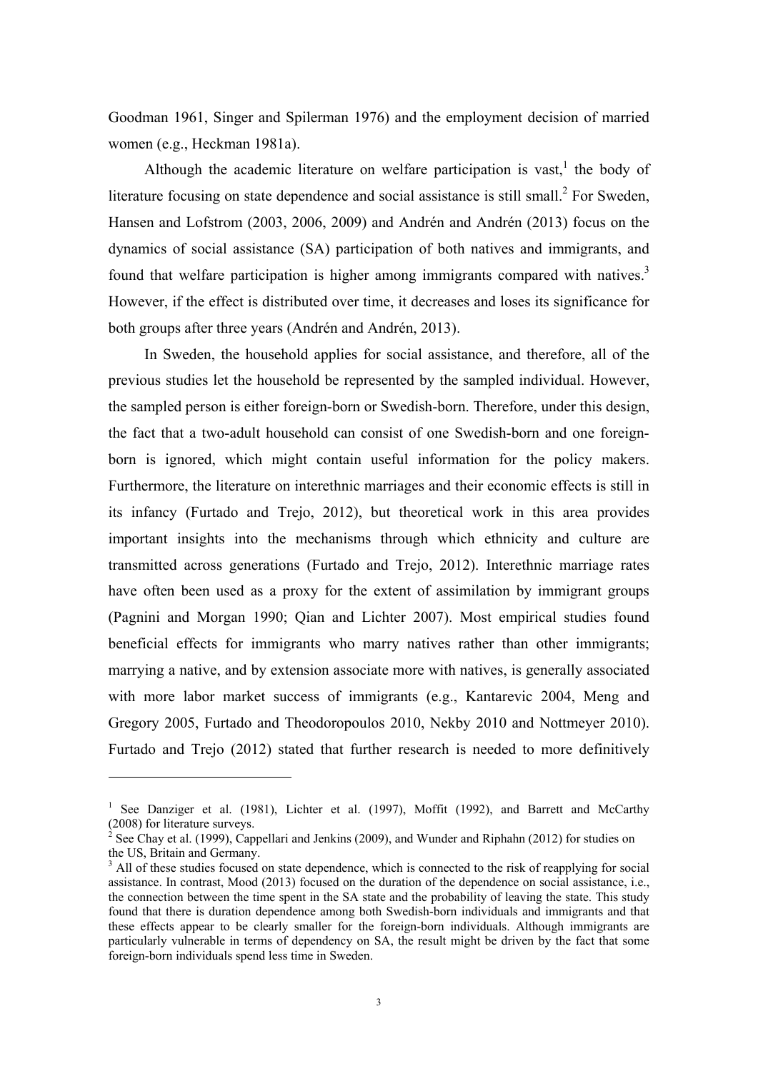Goodman 1961, Singer and Spilerman 1976) and the employment decision of married women (e.g., Heckman 1981a).

Although the academic literature on welfare participation is vast,[1] the body of literature focusing on state dependence and social assistance is still small.[2] For Sweden, Hansen and Lofstrom (2003, 2006, 2009) and Andrén and Andrén (2013) focus on the dynamics of social assistance (SA) participation of both natives and immigrants, and found that welfare participation is higher among immigrants compared with natives.[3] However, if the effect is distributed over time, it decreases and loses its significance for both groups after three years (Andrén and Andrén, 2013).

In Sweden, the household applies for social assistance, and therefore, all of the previous studies let the household be represented by the sampled individual. However, the sampled person is either foreign-born or Swedish-born. Therefore, under this design, the fact that a two-adult household can consist of one Swedish-born and one foreign-born is ignored, which might contain useful information for the policy makers. Furthermore, the literature on interethnic marriages and their economic effects is still in its infancy (Furtado and Trejo, 2012), but theoretical work in this area provides important insights into the mechanisms through which ethnicity and culture are transmitted across generations (Furtado and Trejo, 2012). Interethnic marriage rates have often been used as a proxy for the extent of assimilation by immigrant groups (Pagnini and Morgan 1990; Qian and Lichter 2007). Most empirical studies found beneficial effects for immigrants who marry natives rather than other immigrants; marrying a native, and by extension associate more with natives, is generally associated with more labor market success of immigrants (e.g., Kantarevic 2004, Meng and Gregory 2005, Furtado and Theodoropoulos 2010, Nekby 2010 and Nottmeyer 2010). Furtado and Trejo (2012) stated that further research is needed to more definitively

---

[1] See Danziger et al. (1981), Lichter et al. (1997), Moffit (1992), and Barrett and McCarthy (2008) for literature surveys.

[2] See Chay et al. (1999), Cappellari and Jenkins (2009), and Wunder and Riphahn (2012) for studies on the US, Britain and Germany.

[3] All of these studies focused on state dependence, which is connected to the risk of reapplying for social assistance. In contrast, Mood (2013) focused on the duration of the dependence on social assistance, i.e., the connection between the time spent in the SA state and the probability of leaving the state. This study found that there is duration dependence among both Swedish-born individuals and immigrants and that these effects appear to be clearly smaller for the foreign-born individuals. Although immigrants are particularly vulnerable in terms of dependency on SA, the result might be driven by the fact that some foreign-born individuals spend less time in Sweden.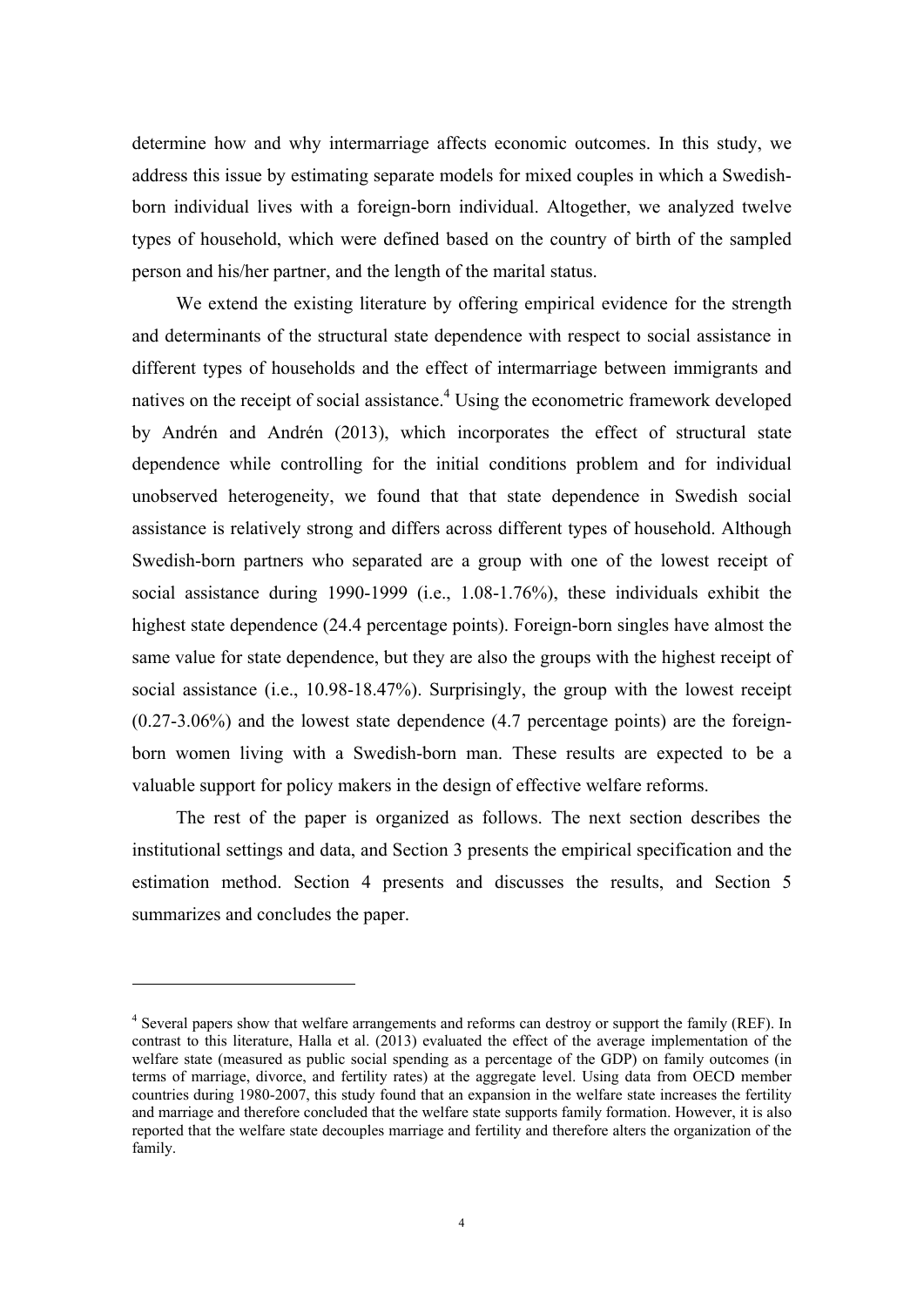determine how and why intermarriage affects economic outcomes. In this study, we address this issue by estimating separate models for mixed couples in which a Swedish-born individual lives with a foreign-born individual. Altogether, we analyzed twelve types of household, which were defined based on the country of birth of the sampled person and his/her partner, and the length of the marital status.

We extend the existing literature by offering empirical evidence for the strength and determinants of the structural state dependence with respect to social assistance in different types of households and the effect of intermarriage between immigrants and natives on the receipt of social assistance.[4] Using the econometric framework developed by Andrén and Andrén (2013), which incorporates the effect of structural state dependence while controlling for the initial conditions problem and for individual unobserved heterogeneity, we found that that state dependence in Swedish social assistance is relatively strong and differs across different types of household. Although Swedish-born partners who separated are a group with one of the lowest receipt of social assistance during 1990-1999 (i.e., 1.08-1.76%), these individuals exhibit the highest state dependence (24.4 percentage points). Foreign-born singles have almost the same value for state dependence, but they are also the groups with the highest receipt of social assistance (i.e., 10.98-18.47%). Surprisingly, the group with the lowest receipt (0.27-3.06%) and the lowest state dependence (4.7 percentage points) are the foreign-born women living with a Swedish-born man. These results are expected to be a valuable support for policy makers in the design of effective welfare reforms.

The rest of the paper is organized as follows. The next section describes the institutional settings and data, and Section 3 presents the empirical specification and the estimation method. Section 4 presents and discusses the results, and Section 5 summarizes and concludes the paper.

---

[4] Several papers show that welfare arrangements and reforms can destroy or support the family (REF). In contrast to this literature, Halla et al. (2013) evaluated the effect of the average implementation of the welfare state (measured as public social spending as a percentage of the GDP) on family outcomes (in terms of marriage, divorce, and fertility rates) at the aggregate level. Using data from OECD member countries during 1980-2007, this study found that an expansion in the welfare state increases the fertility and marriage and therefore concluded that the welfare state supports family formation. However, it is also reported that the welfare state decouples marriage and fertility and therefore alters the organization of the family.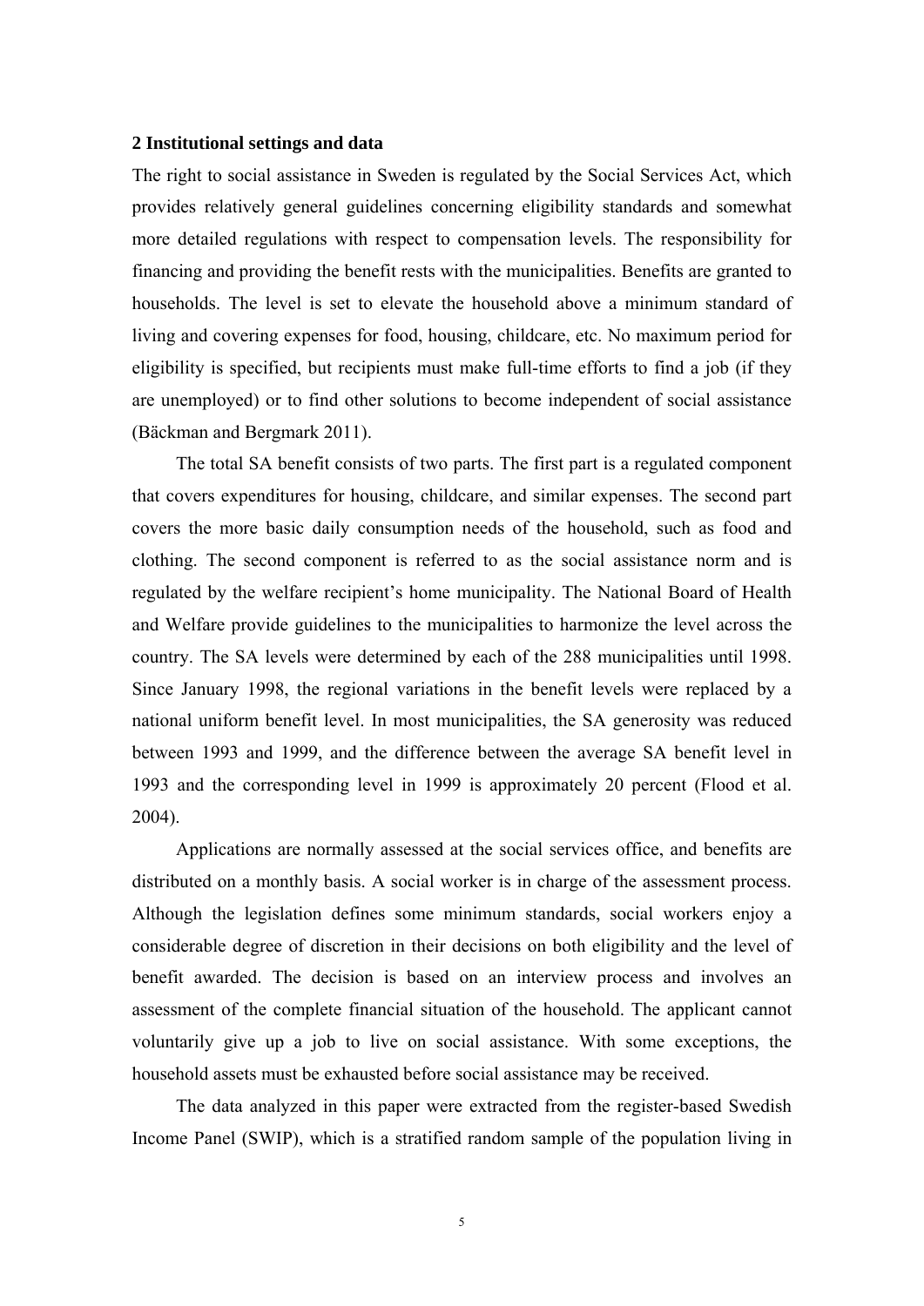## 2 Institutional settings and data

The right to social assistance in Sweden is regulated by the Social Services Act, which provides relatively general guidelines concerning eligibility standards and somewhat more detailed regulations with respect to compensation levels. The responsibility for financing and providing the benefit rests with the municipalities. Benefits are granted to households. The level is set to elevate the household above a minimum standard of living and covering expenses for food, housing, childcare, etc. No maximum period for eligibility is specified, but recipients must make full-time efforts to find a job (if they are unemployed) or to find other solutions to become independent of social assistance (Bäckman and Bergmark 2011).

The total SA benefit consists of two parts. The first part is a regulated component that covers expenditures for housing, childcare, and similar expenses. The second part covers the more basic daily consumption needs of the household, such as food and clothing. The second component is referred to as the social assistance norm and is regulated by the welfare recipient's home municipality. The National Board of Health and Welfare provide guidelines to the municipalities to harmonize the level across the country. The SA levels were determined by each of the 288 municipalities until 1998. Since January 1998, the regional variations in the benefit levels were replaced by a national uniform benefit level. In most municipalities, the SA generosity was reduced between 1993 and 1999, and the difference between the average SA benefit level in 1993 and the corresponding level in 1999 is approximately 20 percent (Flood et al. 2004).

Applications are normally assessed at the social services office, and benefits are distributed on a monthly basis. A social worker is in charge of the assessment process. Although the legislation defines some minimum standards, social workers enjoy a considerable degree of discretion in their decisions on both eligibility and the level of benefit awarded. The decision is based on an interview process and involves an assessment of the complete financial situation of the household. The applicant cannot voluntarily give up a job to live on social assistance. With some exceptions, the household assets must be exhausted before social assistance may be received.

The data analyzed in this paper were extracted from the register-based Swedish Income Panel (SWIP), which is a stratified random sample of the population living in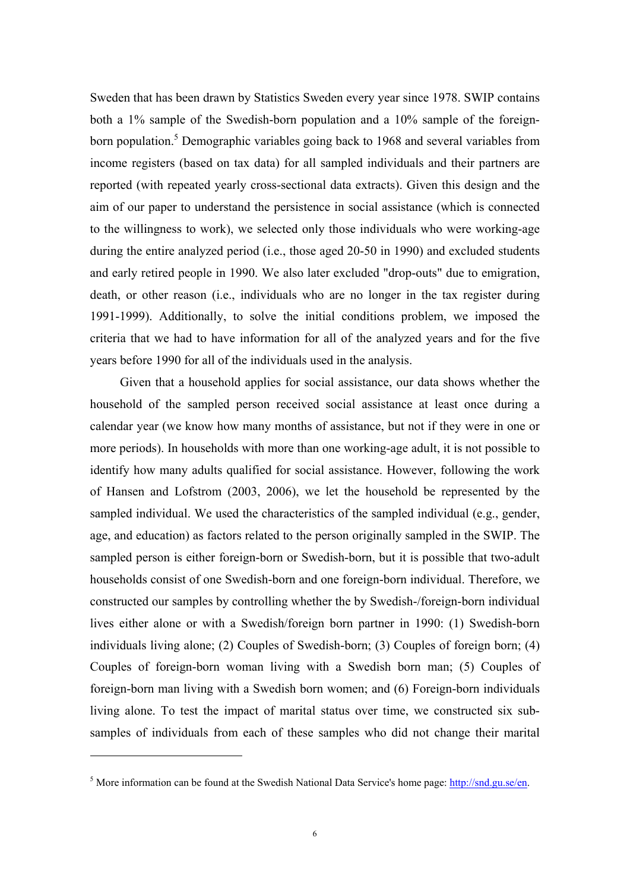Sweden that has been drawn by Statistics Sweden every year since 1978. SWIP contains both a 1% sample of the Swedish-born population and a 10% sample of the foreign-born population.[5] Demographic variables going back to 1968 and several variables from income registers (based on tax data) for all sampled individuals and their partners are reported (with repeated yearly cross-sectional data extracts). Given this design and the aim of our paper to understand the persistence in social assistance (which is connected to the willingness to work), we selected only those individuals who were working-age during the entire analyzed period (i.e., those aged 20-50 in 1990) and excluded students and early retired people in 1990. We also later excluded "drop-outs" due to emigration, death, or other reason (i.e., individuals who are no longer in the tax register during 1991-1999). Additionally, to solve the initial conditions problem, we imposed the criteria that we had to have information for all of the analyzed years and for the five years before 1990 for all of the individuals used in the analysis.

Given that a household applies for social assistance, our data shows whether the household of the sampled person received social assistance at least once during a calendar year (we know how many months of assistance, but not if they were in one or more periods). In households with more than one working-age adult, it is not possible to identify how many adults qualified for social assistance. However, following the work of Hansen and Lofstrom (2003, 2006), we let the household be represented by the sampled individual. We used the characteristics of the sampled individual (e.g., gender, age, and education) as factors related to the person originally sampled in the SWIP. The sampled person is either foreign-born or Swedish-born, but it is possible that two-adult households consist of one Swedish-born and one foreign-born individual. Therefore, we constructed our samples by controlling whether the by Swedish-/foreign-born individual lives either alone or with a Swedish/foreign born partner in 1990: (1) Swedish-born individuals living alone; (2) Couples of Swedish-born; (3) Couples of foreign born; (4) Couples of foreign-born woman living with a Swedish born man; (5) Couples of foreign-born man living with a Swedish born women; and (6) Foreign-born individuals living alone. To test the impact of marital status over time, we constructed six sub-samples of individuals from each of these samples who did not change their marital

---

[5] More information can be found at the Swedish National Data Service's home page: http://snd.gu.se/en.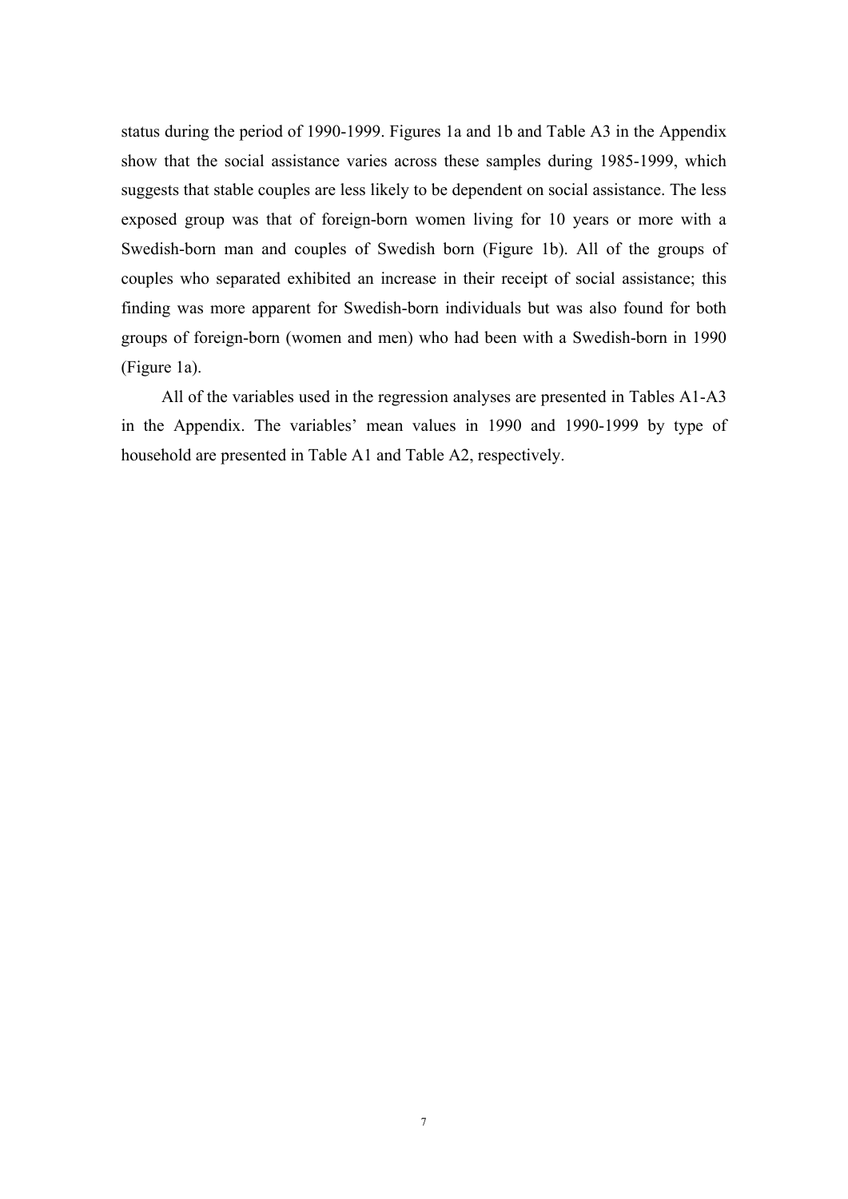status during the period of 1990-1999. Figures 1a and 1b and Table A3 in the Appendix show that the social assistance varies across these samples during 1985-1999, which suggests that stable couples are less likely to be dependent on social assistance. The less exposed group was that of foreign-born women living for 10 years or more with a Swedish-born man and couples of Swedish born (Figure 1b). All of the groups of couples who separated exhibited an increase in their receipt of social assistance; this finding was more apparent for Swedish-born individuals but was also found for both groups of foreign-born (women and men) who had been with a Swedish-born in 1990 (Figure 1a).

All of the variables used in the regression analyses are presented in Tables A1-A3 in the Appendix. The variables' mean values in 1990 and 1990-1999 by type of household are presented in Table A1 and Table A2, respectively.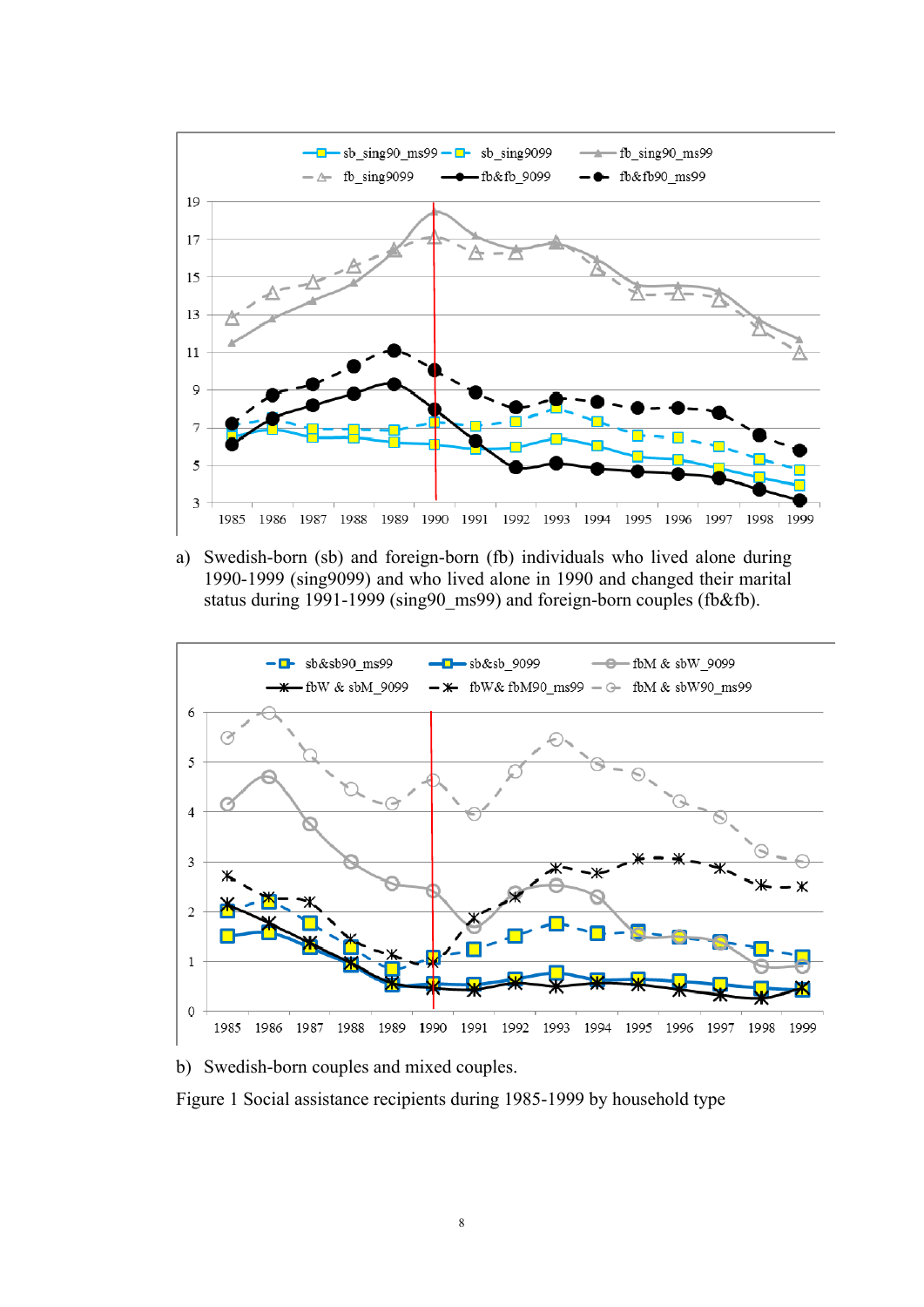a) Swedish-born (sb) and foreign-born (fb) individuals who lived alone during 1990-1999 (sing9099) and who lived alone in 1990 and changed their marital status during 1991-1999 (sing90_ms99) and foreign-born couples (fb&fb).

b) Swedish-born couples and mixed couples.

Figure 1 Social assistance recipients during 1985-1999 by household type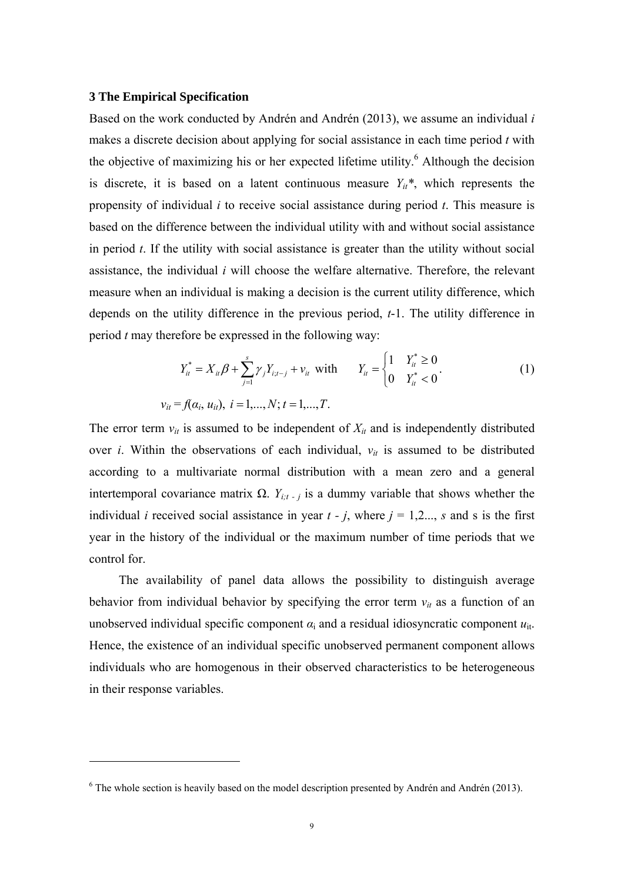### 3 The Empirical Specification

Based on the work conducted by Andrén and Andrén (2013), we assume an individual *i* makes a discrete decision about applying for social assistance in each time period *t* with the objective of maximizing his or her expected lifetime utility.[6] Although the decision is discrete, it is based on a latent continuous measure $Y_{it}$*, which represents the propensity of individual *i* to receive social assistance during period *t*. This measure is based on the difference between the individual utility with and without social assistance in period *t*. If the utility with social assistance is greater than the utility without social assistance, the individual *i* will choose the welfare alternative. Therefore, the relevant measure when an individual is making a decision is the current utility difference, which depends on the utility difference in the previous period, *t*-1. The utility difference in period *t* may therefore be expressed in the following way:

$$Y_{it}^{*} = X_{it}\beta + \sum_{j=1}^{s} \gamma_j Y_{i;t-j} + v_{it} \text{ with } \quad Y_{it} = \begin{cases} 1 & Y_{it}^{*} \geq 0 \\ 0 & Y_{it}^{*} < 0 \end{cases}. \tag{1}$$

$$v_{it} = f(\alpha_i, u_{it}),\ i = 1,...,N;\ t = 1,...,T.$$

The error term $v_{it}$ is assumed to be independent of $X_{it}$ and is independently distributed over *i*. Within the observations of each individual, $v_{it}$ is assumed to be distributed according to a multivariate normal distribution with a mean zero and a general intertemporal covariance matrix Ω. $Y_{i;t-j}$ is a dummy variable that shows whether the individual *i* received social assistance in year *t - j*, where *j* = 1,2..., *s* and s is the first year in the history of the individual or the maximum number of time periods that we control for.

The availability of panel data allows the possibility to distinguish average behavior from individual behavior by specifying the error term $v_{it}$ as a function of an unobserved individual specific component $\alpha_i$ and a residual idiosyncratic component $u_{it}$. Hence, the existence of an individual specific unobserved permanent component allows individuals who are homogenous in their observed characteristics to be heterogeneous in their response variables.

[6] The whole section is heavily based on the model description presented by Andrén and Andrén (2013).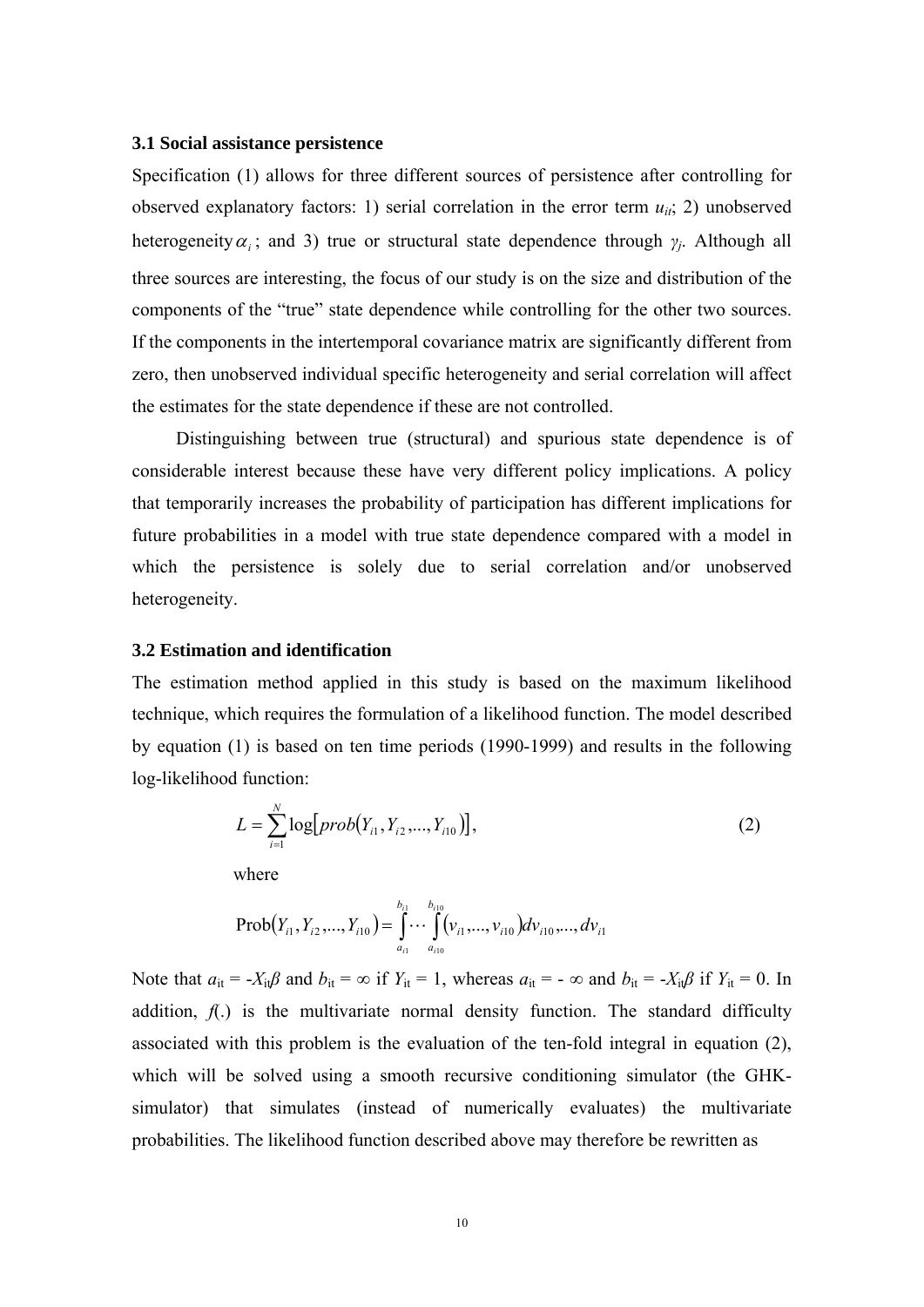### 3.1 Social assistance persistence

Specification (1) allows for three different sources of persistence after controlling for observed explanatory factors: 1) serial correlation in the error term $u_{it}$; 2) unobserved heterogeneity $\alpha_i$; and 3) true or structural state dependence through $\gamma_j$. Although all three sources are interesting, the focus of our study is on the size and distribution of the components of the "true" state dependence while controlling for the other two sources. If the components in the intertemporal covariance matrix are significantly different from zero, then unobserved individual specific heterogeneity and serial correlation will affect the estimates for the state dependence if these are not controlled.

Distinguishing between true (structural) and spurious state dependence is of considerable interest because these have very different policy implications. A policy that temporarily increases the probability of participation has different implications for future probabilities in a model with true state dependence compared with a model in which the persistence is solely due to serial correlation and/or unobserved heterogeneity.

### 3.2 Estimation and identification

The estimation method applied in this study is based on the maximum likelihood technique, which requires the formulation of a likelihood function. The model described by equation (1) is based on ten time periods (1990-1999) and results in the following log-likelihood function:

$$L = \sum_{i=1}^{N} \log\left[prob\left(Y_{i1}, Y_{i2}, ..., Y_{i10}\right)\right], \tag{2}$$

where

$$\text{Prob}\left(Y_{i1}, Y_{i2}, ..., Y_{i10}\right) = \int_{a_{i1}}^{b_{i1}} \cdots \int_{a_{i10}}^{b_{i10}} \left(v_{i1}, ..., v_{i10}\right) dv_{i10}, ..., dv_{i1}$$

Note that $a_{it} = -X_{it}\beta$ and $b_{it} = \infty$ if $Y_{it} = 1$, whereas $a_{it} = -\infty$ and $b_{it} = -X_{it}\beta$ if $Y_{it} = 0$. In addition, $f(.)$ is the multivariate normal density function. The standard difficulty associated with this problem is the evaluation of the ten-fold integral in equation (2), which will be solved using a smooth recursive conditioning simulator (the GHK-simulator) that simulates (instead of numerically evaluates) the multivariate probabilities. The likelihood function described above may therefore be rewritten as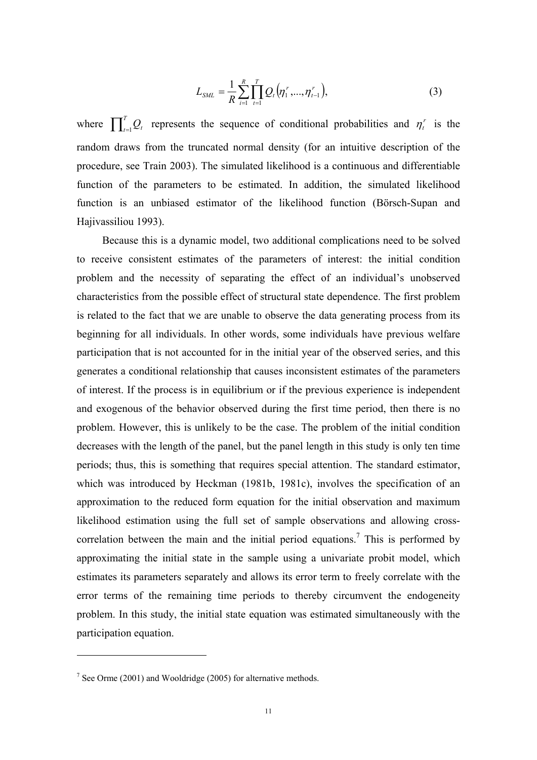$$L_{SML} = \frac{1}{R} \sum_{i=1}^{R} \prod_{t=1}^{T} Q_t \left( \eta_1^r, ..., \eta_{t-1}^r \right), \tag{3}$$

where $\prod_{t=1}^{T} Q_t$ represents the sequence of conditional probabilities and $\eta_t^r$ is the random draws from the truncated normal density (for an intuitive description of the procedure, see Train 2003). The simulated likelihood is a continuous and differentiable function of the parameters to be estimated. In addition, the simulated likelihood function is an unbiased estimator of the likelihood function (Börsch-Supan and Hajivassiliou 1993).

Because this is a dynamic model, two additional complications need to be solved to receive consistent estimates of the parameters of interest: the initial condition problem and the necessity of separating the effect of an individual's unobserved characteristics from the possible effect of structural state dependence. The first problem is related to the fact that we are unable to observe the data generating process from its beginning for all individuals. In other words, some individuals have previous welfare participation that is not accounted for in the initial year of the observed series, and this generates a conditional relationship that causes inconsistent estimates of the parameters of interest. If the process is in equilibrium or if the previous experience is independent and exogenous of the behavior observed during the first time period, then there is no problem. However, this is unlikely to be the case. The problem of the initial condition decreases with the length of the panel, but the panel length in this study is only ten time periods; thus, this is something that requires special attention. The standard estimator, which was introduced by Heckman (1981b, 1981c), involves the specification of an approximation to the reduced form equation for the initial observation and maximum likelihood estimation using the full set of sample observations and allowing cross-correlation between the main and the initial period equations.[7] This is performed by approximating the initial state in the sample using a univariate probit model, which estimates its parameters separately and allows its error term to freely correlate with the error terms of the remaining time periods to thereby circumvent the endogeneity problem. In this study, the initial state equation was estimated simultaneously with the participation equation.

---

[7] See Orme (2001) and Wooldridge (2005) for alternative methods.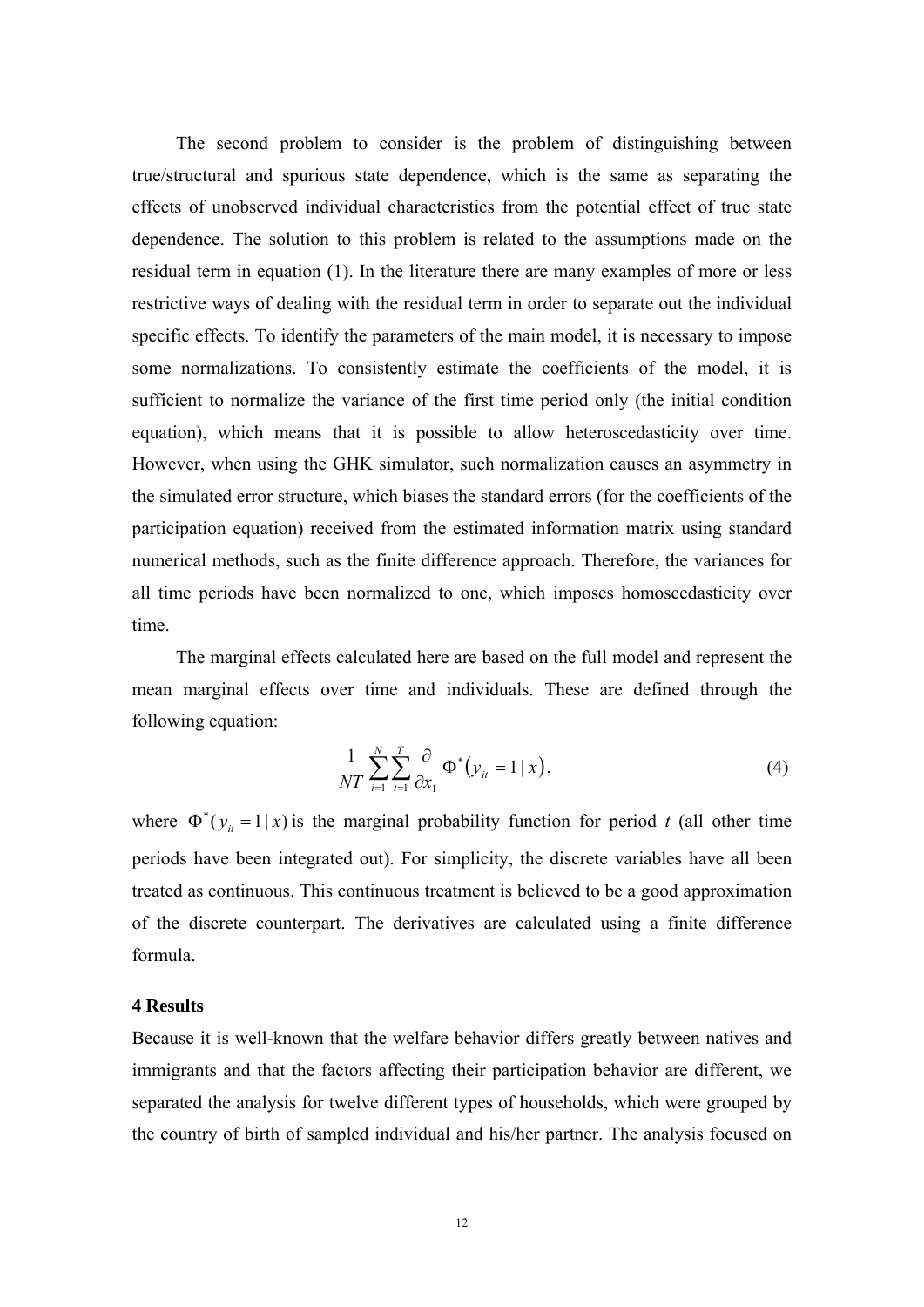The second problem to consider is the problem of distinguishing between true/structural and spurious state dependence, which is the same as separating the effects of unobserved individual characteristics from the potential effect of true state dependence. The solution to this problem is related to the assumptions made on the residual term in equation (1). In the literature there are many examples of more or less restrictive ways of dealing with the residual term in order to separate out the individual specific effects. To identify the parameters of the main model, it is necessary to impose some normalizations. To consistently estimate the coefficients of the model, it is sufficient to normalize the variance of the first time period only (the initial condition equation), which means that it is possible to allow heteroscedasticity over time. However, when using the GHK simulator, such normalization causes an asymmetry in the simulated error structure, which biases the standard errors (for the coefficients of the participation equation) received from the estimated information matrix using standard numerical methods, such as the finite difference approach. Therefore, the variances for all time periods have been normalized to one, which imposes homoscedasticity over time.

The marginal effects calculated here are based on the full model and represent the mean marginal effects over time and individuals. These are defined through the following equation:

$$\frac{1}{NT}\sum_{i=1}^{N}\sum_{t=1}^{T}\frac{\partial}{\partial x_1}\Phi^*\left(y_{it}=1\,|\,x\right), \tag{4}$$

where $\Phi^*(y_{it}=1\,|\,x)$ is the marginal probability function for period $t$ (all other time periods have been integrated out). For simplicity, the discrete variables have all been treated as continuous. This continuous treatment is believed to be a good approximation of the discrete counterpart. The derivatives are calculated using a finite difference formula.

## 4 Results

Because it is well-known that the welfare behavior differs greatly between natives and immigrants and that the factors affecting their participation behavior are different, we separated the analysis for twelve different types of households, which were grouped by the country of birth of sampled individual and his/her partner. The analysis focused on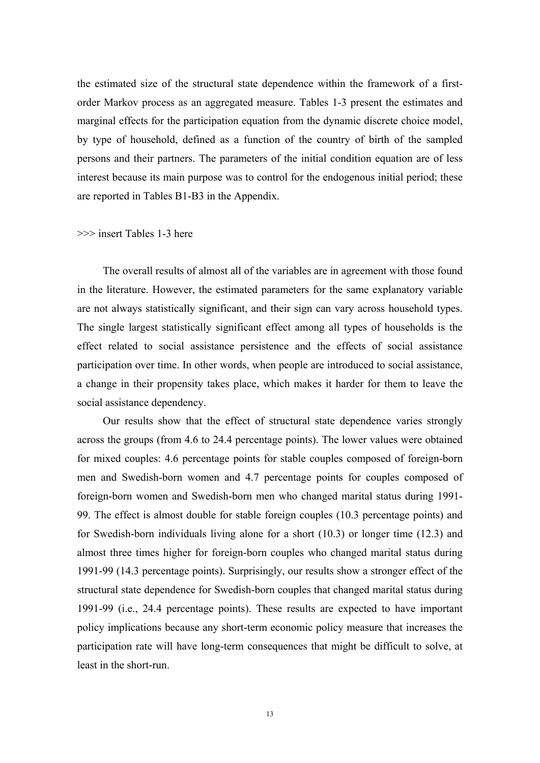the estimated size of the structural state dependence within the framework of a first-order Markov process as an aggregated measure. Tables 1-3 present the estimates and marginal effects for the participation equation from the dynamic discrete choice model, by type of household, defined as a function of the country of birth of the sampled persons and their partners. The parameters of the initial condition equation are of less interest because its main purpose was to control for the endogenous initial period; these are reported in Tables B1-B3 in the Appendix.

>>> insert Tables 1-3 here

The overall results of almost all of the variables are in agreement with those found in the literature. However, the estimated parameters for the same explanatory variable are not always statistically significant, and their sign can vary across household types. The single largest statistically significant effect among all types of households is the effect related to social assistance persistence and the effects of social assistance participation over time. In other words, when people are introduced to social assistance, a change in their propensity takes place, which makes it harder for them to leave the social assistance dependency.

Our results show that the effect of structural state dependence varies strongly across the groups (from 4.6 to 24.4 percentage points). The lower values were obtained for mixed couples: 4.6 percentage points for stable couples composed of foreign-born men and Swedish-born women and 4.7 percentage points for couples composed of foreign-born women and Swedish-born men who changed marital status during 1991-99. The effect is almost double for stable foreign couples (10.3 percentage points) and for Swedish-born individuals living alone for a short (10.3) or longer time (12.3) and almost three times higher for foreign-born couples who changed marital status during 1991-99 (14.3 percentage points). Surprisingly, our results show a stronger effect of the structural state dependence for Swedish-born couples that changed marital status during 1991-99 (i.e., 24.4 percentage points). These results are expected to have important policy implications because any short-term economic policy measure that increases the participation rate will have long-term consequences that might be difficult to solve, at least in the short-run.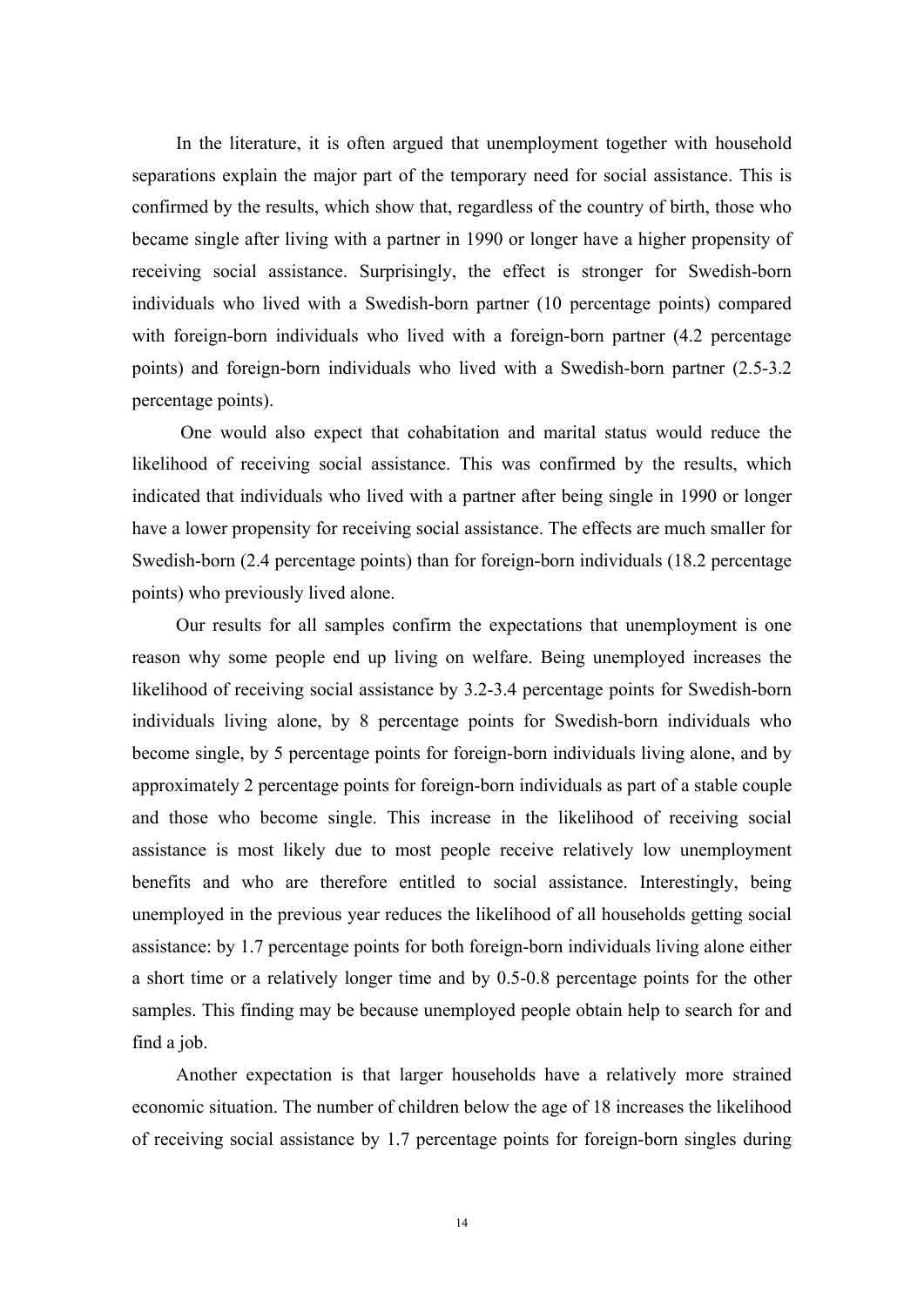In the literature, it is often argued that unemployment together with household separations explain the major part of the temporary need for social assistance. This is confirmed by the results, which show that, regardless of the country of birth, those who became single after living with a partner in 1990 or longer have a higher propensity of receiving social assistance. Surprisingly, the effect is stronger for Swedish-born individuals who lived with a Swedish-born partner (10 percentage points) compared with foreign-born individuals who lived with a foreign-born partner (4.2 percentage points) and foreign-born individuals who lived with a Swedish-born partner (2.5-3.2 percentage points).

One would also expect that cohabitation and marital status would reduce the likelihood of receiving social assistance. This was confirmed by the results, which indicated that individuals who lived with a partner after being single in 1990 or longer have a lower propensity for receiving social assistance. The effects are much smaller for Swedish-born (2.4 percentage points) than for foreign-born individuals (18.2 percentage points) who previously lived alone.

Our results for all samples confirm the expectations that unemployment is one reason why some people end up living on welfare. Being unemployed increases the likelihood of receiving social assistance by 3.2-3.4 percentage points for Swedish-born individuals living alone, by 8 percentage points for Swedish-born individuals who become single, by 5 percentage points for foreign-born individuals living alone, and by approximately 2 percentage points for foreign-born individuals as part of a stable couple and those who become single. This increase in the likelihood of receiving social assistance is most likely due to most people receive relatively low unemployment benefits and who are therefore entitled to social assistance. Interestingly, being unemployed in the previous year reduces the likelihood of all households getting social assistance: by 1.7 percentage points for both foreign-born individuals living alone either a short time or a relatively longer time and by 0.5-0.8 percentage points for the other samples. This finding may be because unemployed people obtain help to search for and find a job.

Another expectation is that larger households have a relatively more strained economic situation. The number of children below the age of 18 increases the likelihood of receiving social assistance by 1.7 percentage points for foreign-born singles during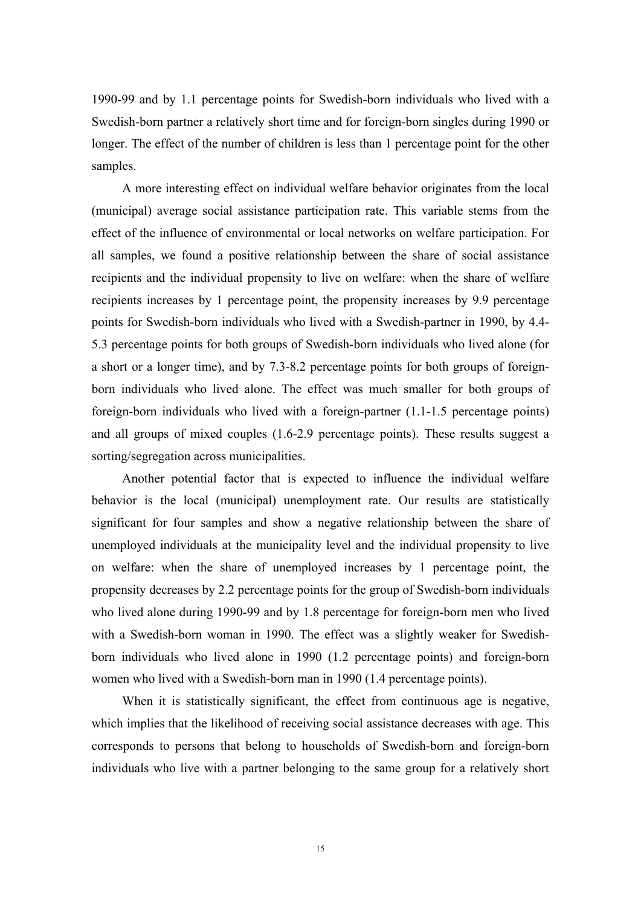1990-99 and by 1.1 percentage points for Swedish-born individuals who lived with a Swedish-born partner a relatively short time and for foreign-born singles during 1990 or longer. The effect of the number of children is less than 1 percentage point for the other samples.

A more interesting effect on individual welfare behavior originates from the local (municipal) average social assistance participation rate. This variable stems from the effect of the influence of environmental or local networks on welfare participation. For all samples, we found a positive relationship between the share of social assistance recipients and the individual propensity to live on welfare: when the share of welfare recipients increases by 1 percentage point, the propensity increases by 9.9 percentage points for Swedish-born individuals who lived with a Swedish-partner in 1990, by 4.4-5.3 percentage points for both groups of Swedish-born individuals who lived alone (for a short or a longer time), and by 7.3-8.2 percentage points for both groups of foreign-born individuals who lived alone. The effect was much smaller for both groups of foreign-born individuals who lived with a foreign-partner (1.1-1.5 percentage points) and all groups of mixed couples (1.6-2.9 percentage points). These results suggest a sorting/segregation across municipalities.

Another potential factor that is expected to influence the individual welfare behavior is the local (municipal) unemployment rate. Our results are statistically significant for four samples and show a negative relationship between the share of unemployed individuals at the municipality level and the individual propensity to live on welfare: when the share of unemployed increases by 1 percentage point, the propensity decreases by 2.2 percentage points for the group of Swedish-born individuals who lived alone during 1990-99 and by 1.8 percentage for foreign-born men who lived with a Swedish-born woman in 1990. The effect was a slightly weaker for Swedish-born individuals who lived alone in 1990 (1.2 percentage points) and foreign-born women who lived with a Swedish-born man in 1990 (1.4 percentage points).

When it is statistically significant, the effect from continuous age is negative, which implies that the likelihood of receiving social assistance decreases with age. This corresponds to persons that belong to households of Swedish-born and foreign-born individuals who live with a partner belonging to the same group for a relatively short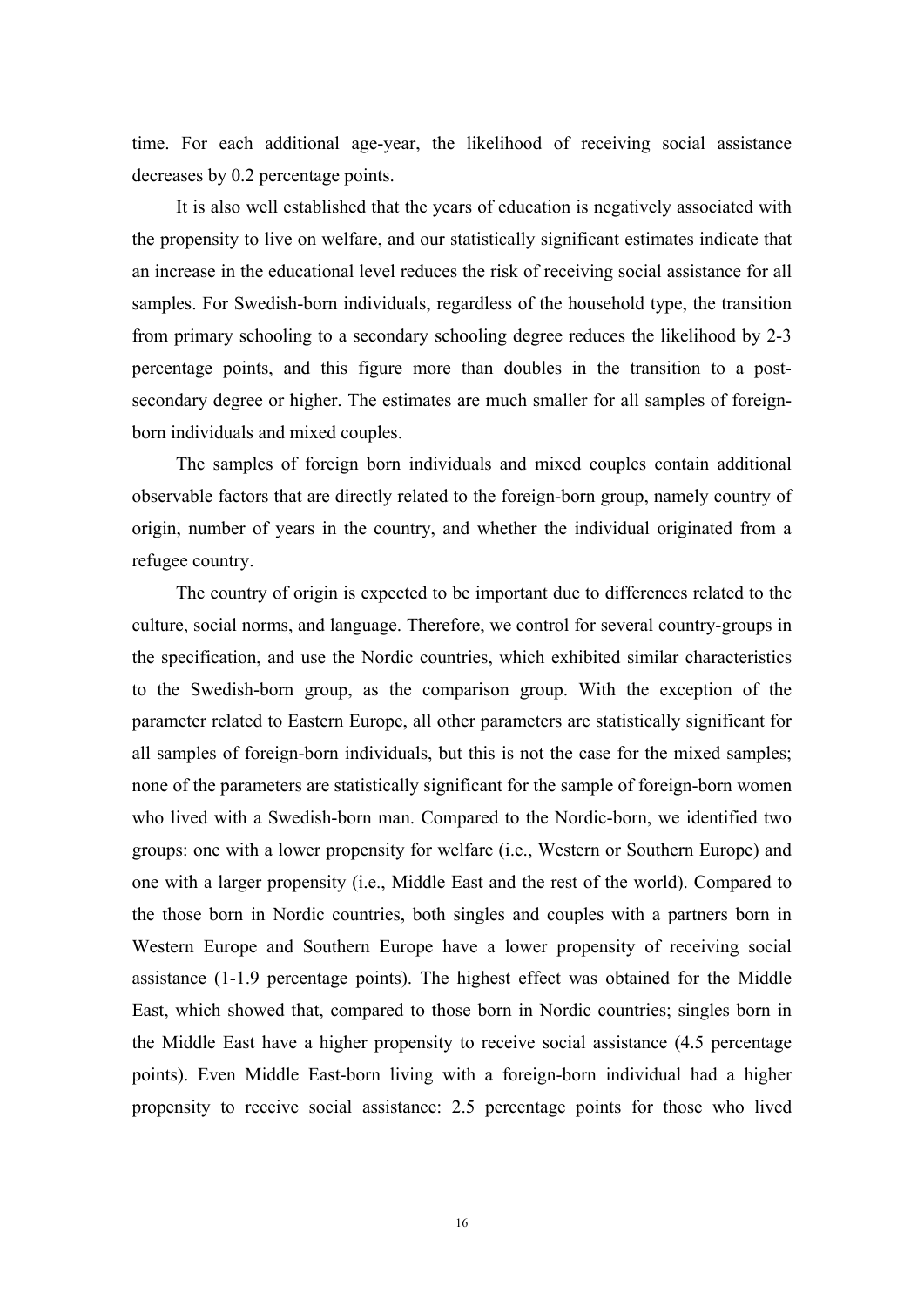time. For each additional age-year, the likelihood of receiving social assistance decreases by 0.2 percentage points.

It is also well established that the years of education is negatively associated with the propensity to live on welfare, and our statistically significant estimates indicate that an increase in the educational level reduces the risk of receiving social assistance for all samples. For Swedish-born individuals, regardless of the household type, the transition from primary schooling to a secondary schooling degree reduces the likelihood by 2-3 percentage points, and this figure more than doubles in the transition to a post-secondary degree or higher. The estimates are much smaller for all samples of foreign-born individuals and mixed couples.

The samples of foreign born individuals and mixed couples contain additional observable factors that are directly related to the foreign-born group, namely country of origin, number of years in the country, and whether the individual originated from a refugee country.

The country of origin is expected to be important due to differences related to the culture, social norms, and language. Therefore, we control for several country-groups in the specification, and use the Nordic countries, which exhibited similar characteristics to the Swedish-born group, as the comparison group. With the exception of the parameter related to Eastern Europe, all other parameters are statistically significant for all samples of foreign-born individuals, but this is not the case for the mixed samples; none of the parameters are statistically significant for the sample of foreign-born women who lived with a Swedish-born man. Compared to the Nordic-born, we identified two groups: one with a lower propensity for welfare (i.e., Western or Southern Europe) and one with a larger propensity (i.e., Middle East and the rest of the world). Compared to the those born in Nordic countries, both singles and couples with a partners born in Western Europe and Southern Europe have a lower propensity of receiving social assistance (1-1.9 percentage points). The highest effect was obtained for the Middle East, which showed that, compared to those born in Nordic countries; singles born in the Middle East have a higher propensity to receive social assistance (4.5 percentage points). Even Middle East-born living with a foreign-born individual had a higher propensity to receive social assistance: 2.5 percentage points for those who lived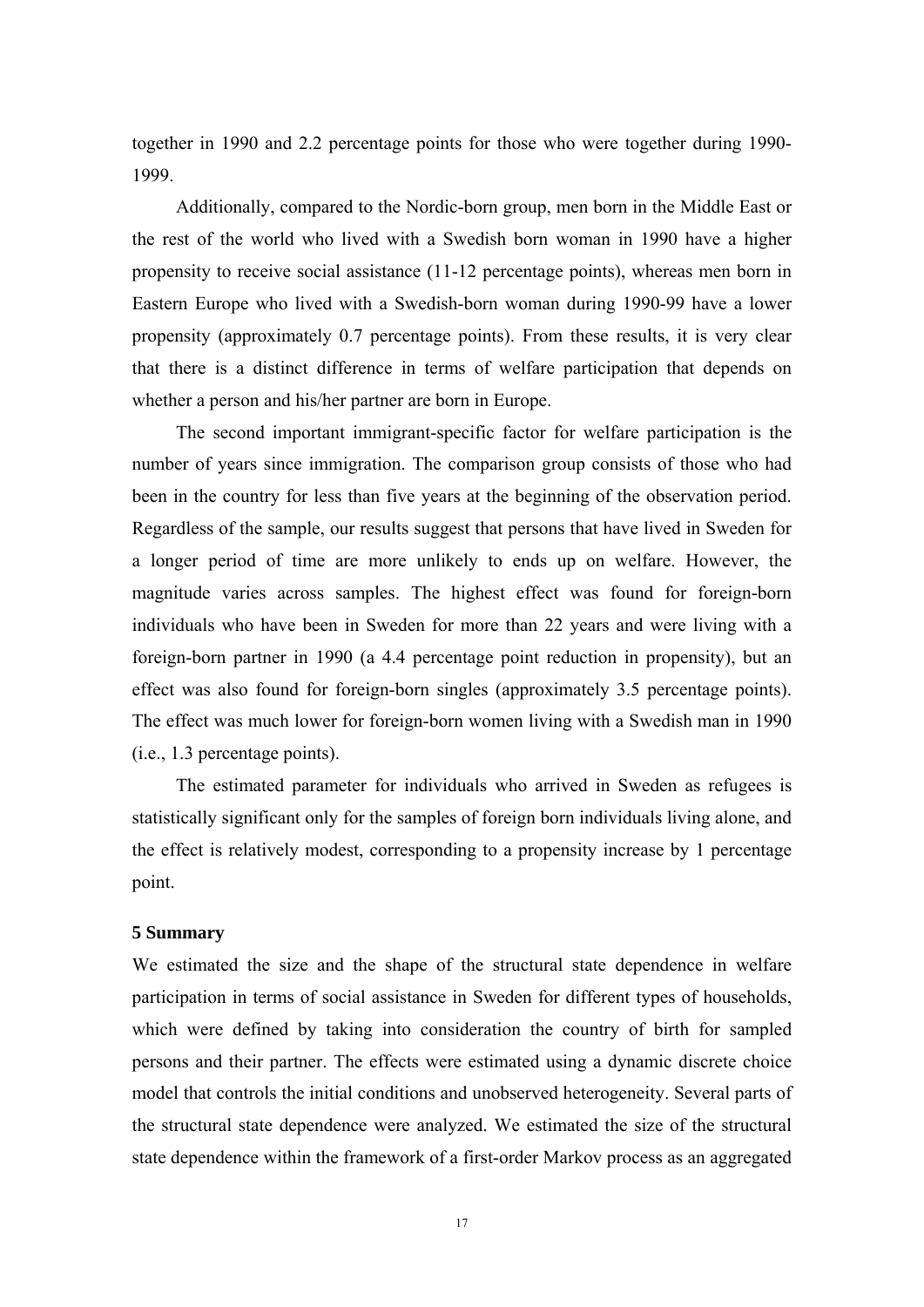together in 1990 and 2.2 percentage points for those who were together during 1990-1999.

Additionally, compared to the Nordic-born group, men born in the Middle East or the rest of the world who lived with a Swedish born woman in 1990 have a higher propensity to receive social assistance (11-12 percentage points), whereas men born in Eastern Europe who lived with a Swedish-born woman during 1990-99 have a lower propensity (approximately 0.7 percentage points). From these results, it is very clear that there is a distinct difference in terms of welfare participation that depends on whether a person and his/her partner are born in Europe.

The second important immigrant-specific factor for welfare participation is the number of years since immigration. The comparison group consists of those who had been in the country for less than five years at the beginning of the observation period. Regardless of the sample, our results suggest that persons that have lived in Sweden for a longer period of time are more unlikely to ends up on welfare. However, the magnitude varies across samples. The highest effect was found for foreign-born individuals who have been in Sweden for more than 22 years and were living with a foreign-born partner in 1990 (a 4.4 percentage point reduction in propensity), but an effect was also found for foreign-born singles (approximately 3.5 percentage points). The effect was much lower for foreign-born women living with a Swedish man in 1990 (i.e., 1.3 percentage points).

The estimated parameter for individuals who arrived in Sweden as refugees is statistically significant only for the samples of foreign born individuals living alone, and the effect is relatively modest, corresponding to a propensity increase by 1 percentage point.

## 5 Summary

We estimated the size and the shape of the structural state dependence in welfare participation in terms of social assistance in Sweden for different types of households, which were defined by taking into consideration the country of birth for sampled persons and their partner. The effects were estimated using a dynamic discrete choice model that controls the initial conditions and unobserved heterogeneity. Several parts of the structural state dependence were analyzed. We estimated the size of the structural state dependence within the framework of a first-order Markov process as an aggregated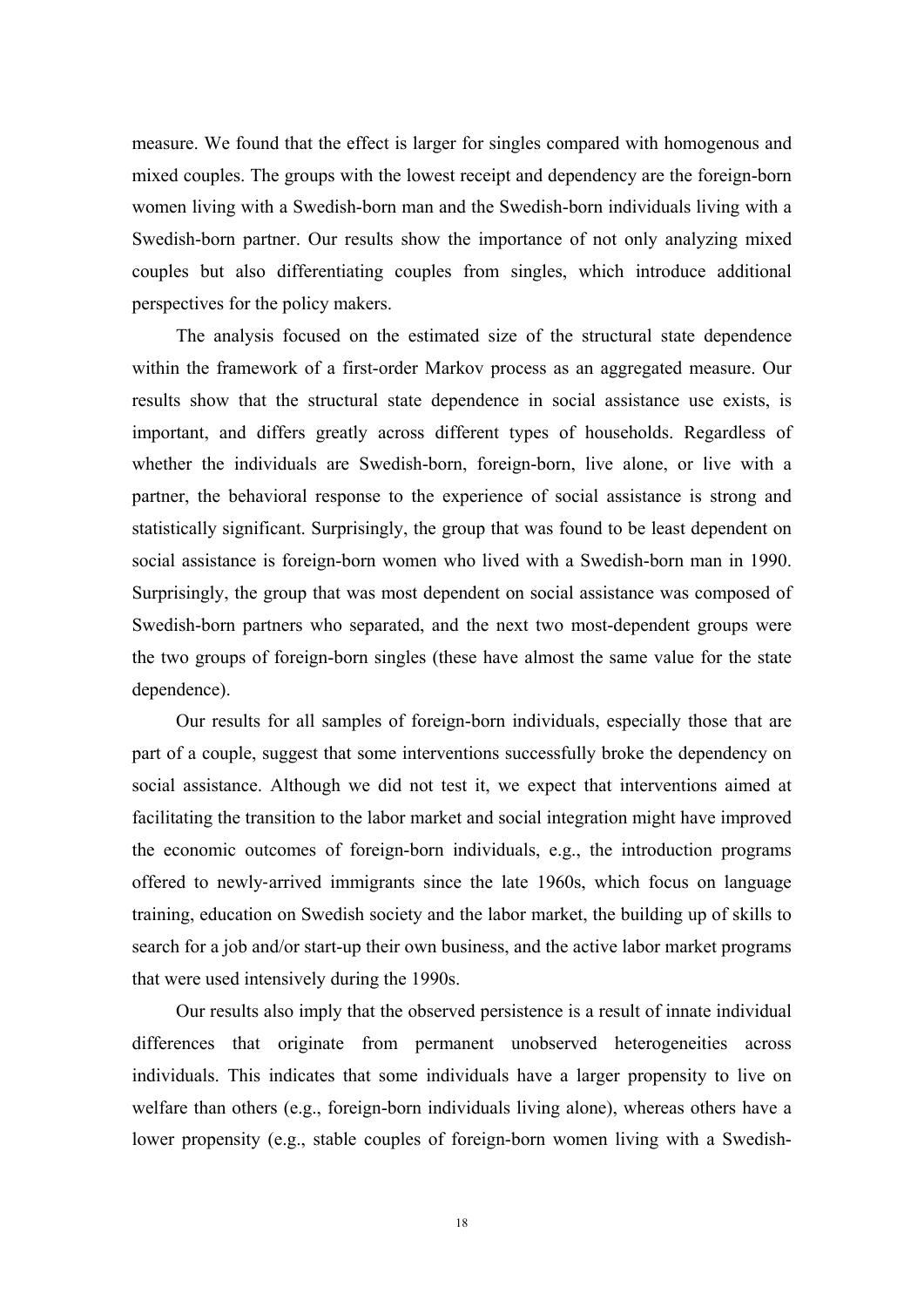measure. We found that the effect is larger for singles compared with homogenous and mixed couples. The groups with the lowest receipt and dependency are the foreign-born women living with a Swedish-born man and the Swedish-born individuals living with a Swedish-born partner. Our results show the importance of not only analyzing mixed couples but also differentiating couples from singles, which introduce additional perspectives for the policy makers.

The analysis focused on the estimated size of the structural state dependence within the framework of a first-order Markov process as an aggregated measure. Our results show that the structural state dependence in social assistance use exists, is important, and differs greatly across different types of households. Regardless of whether the individuals are Swedish-born, foreign-born, live alone, or live with a partner, the behavioral response to the experience of social assistance is strong and statistically significant. Surprisingly, the group that was found to be least dependent on social assistance is foreign-born women who lived with a Swedish-born man in 1990. Surprisingly, the group that was most dependent on social assistance was composed of Swedish-born partners who separated, and the next two most-dependent groups were the two groups of foreign-born singles (these have almost the same value for the state dependence).

Our results for all samples of foreign-born individuals, especially those that are part of a couple, suggest that some interventions successfully broke the dependency on social assistance. Although we did not test it, we expect that interventions aimed at facilitating the transition to the labor market and social integration might have improved the economic outcomes of foreign-born individuals, e.g., the introduction programs offered to newly-arrived immigrants since the late 1960s, which focus on language training, education on Swedish society and the labor market, the building up of skills to search for a job and/or start-up their own business, and the active labor market programs that were used intensively during the 1990s.

Our results also imply that the observed persistence is a result of innate individual differences that originate from permanent unobserved heterogeneities across individuals. This indicates that some individuals have a larger propensity to live on welfare than others (e.g., foreign-born individuals living alone), whereas others have a lower propensity (e.g., stable couples of foreign-born women living with a Swedish-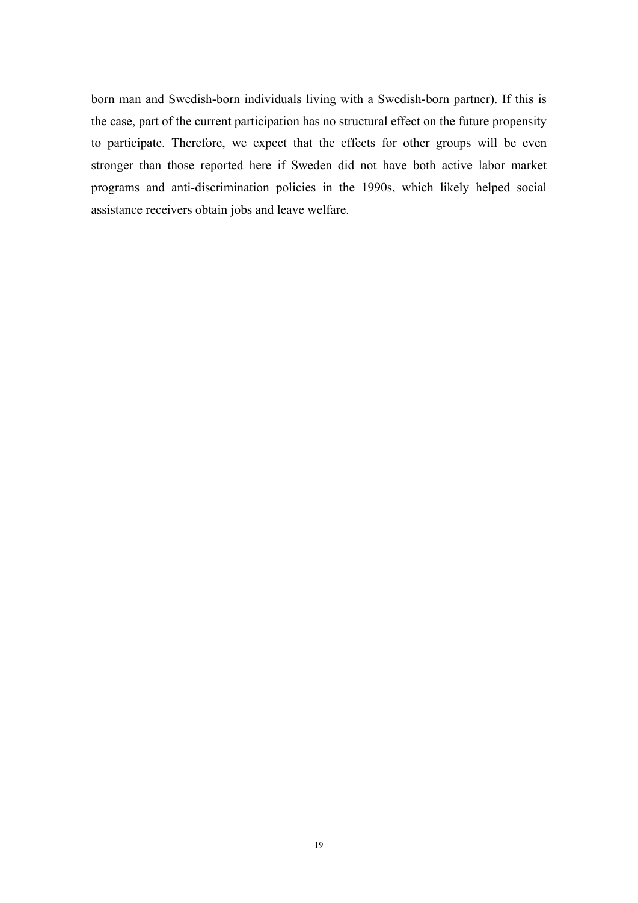born man and Swedish-born individuals living with a Swedish-born partner). If this is the case, part of the current participation has no structural effect on the future propensity to participate. Therefore, we expect that the effects for other groups will be even stronger than those reported here if Sweden did not have both active labor market programs and anti-discrimination policies in the 1990s, which likely helped social assistance receivers obtain jobs and leave welfare.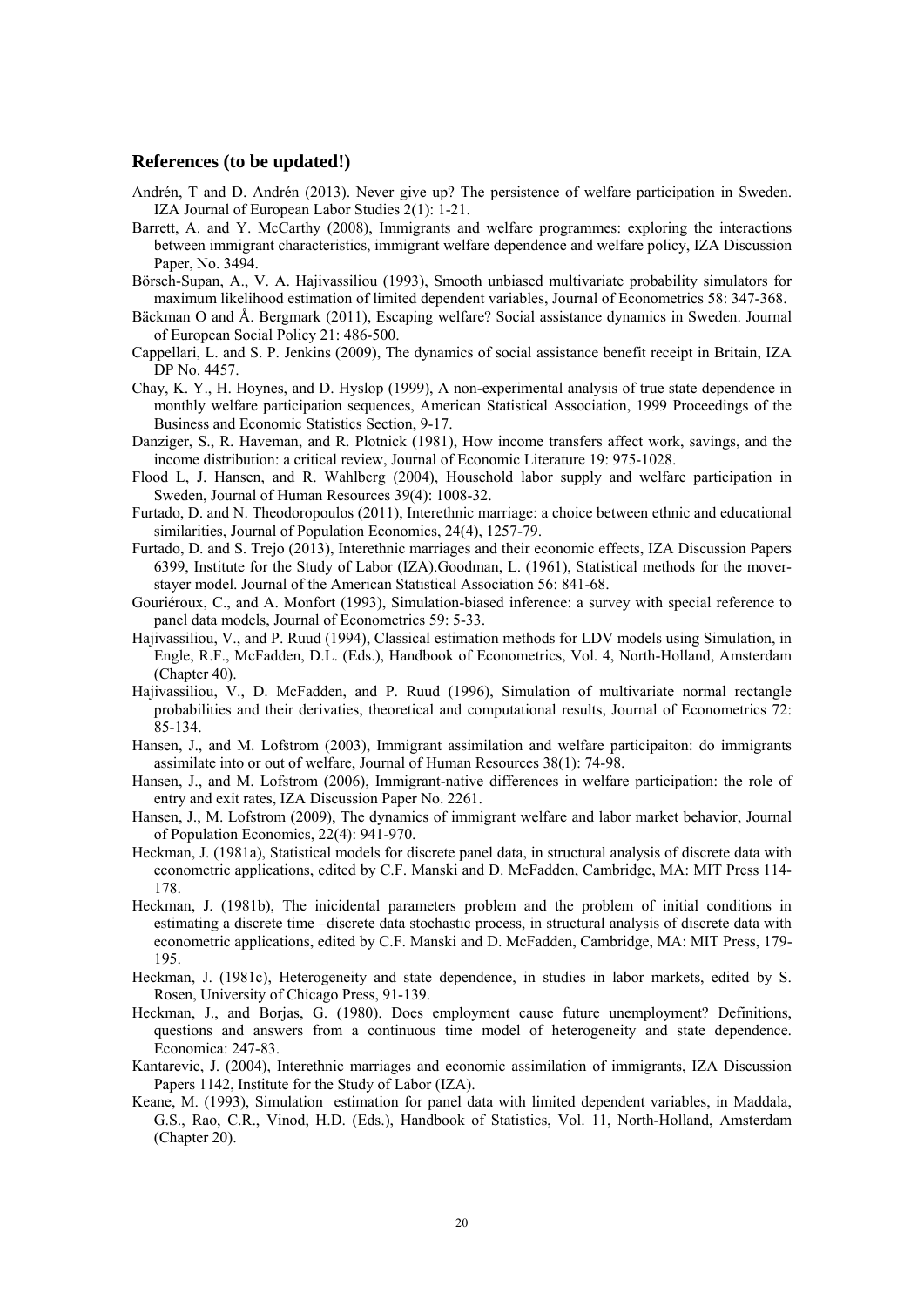## References (to be updated!)

Andrén, T and D. Andrén (2013). Never give up? The persistence of welfare participation in Sweden. IZA Journal of European Labor Studies 2(1): 1-21.

Barrett, A. and Y. McCarthy (2008), Immigrants and welfare programmes: exploring the interactions between immigrant characteristics, immigrant welfare dependence and welfare policy, IZA Discussion Paper, No. 3494.

Börsch-Supan, A., V. A. Hajivassiliou (1993), Smooth unbiased multivariate probability simulators for maximum likelihood estimation of limited dependent variables, Journal of Econometrics 58: 347-368.

Bäckman O and Å. Bergmark (2011), Escaping welfare? Social assistance dynamics in Sweden. Journal of European Social Policy 21: 486-500.

Cappellari, L. and S. P. Jenkins (2009), The dynamics of social assistance benefit receipt in Britain, IZA DP No. 4457.

Chay, K. Y., H. Hoynes, and D. Hyslop (1999), A non-experimental analysis of true state dependence in monthly welfare participation sequences, American Statistical Association, 1999 Proceedings of the Business and Economic Statistics Section, 9-17.

Danziger, S., R. Haveman, and R. Plotnick (1981), How income transfers affect work, savings, and the income distribution: a critical review, Journal of Economic Literature 19: 975-1028.

Flood L, J. Hansen, and R. Wahlberg (2004), Household labor supply and welfare participation in Sweden, Journal of Human Resources 39(4): 1008-32.

Furtado, D. and N. Theodoropoulos (2011), Interethnic marriage: a choice between ethnic and educational similarities, Journal of Population Economics, 24(4), 1257-79.

Furtado, D. and S. Trejo (2013), Interethnic marriages and their economic effects, IZA Discussion Papers 6399, Institute for the Study of Labor (IZA).Goodman, L. (1961), Statistical methods for the mover-stayer model. Journal of the American Statistical Association 56: 841-68.

Gouriéroux, C., and A. Monfort (1993), Simulation-biased inference: a survey with special reference to panel data models, Journal of Econometrics 59: 5-33.

Hajivassiliou, V., and P. Ruud (1994), Classical estimation methods for LDV models using Simulation, in Engle, R.F., McFadden, D.L. (Eds.), Handbook of Econometrics, Vol. 4, North-Holland, Amsterdam (Chapter 40).

Hajivassiliou, V., D. McFadden, and P. Ruud (1996), Simulation of multivariate normal rectangle probabilities and their derivaties, theoretical and computational results, Journal of Econometrics 72: 85-134.

Hansen, J., and M. Lofstrom (2003), Immigrant assimilation and welfare participaiton: do immigrants assimilate into or out of welfare, Journal of Human Resources 38(1): 74-98.

Hansen, J., and M. Lofstrom (2006), Immigrant-native differences in welfare participation: the role of entry and exit rates, IZA Discussion Paper No. 2261.

Hansen, J., M. Lofstrom (2009), The dynamics of immigrant welfare and labor market behavior, Journal of Population Economics, 22(4): 941-970.

Heckman, J. (1981a), Statistical models for discrete panel data, in structural analysis of discrete data with econometric applications, edited by C.F. Manski and D. McFadden, Cambridge, MA: MIT Press 114-178.

Heckman, J. (1981b), The inicidental parameters problem and the problem of initial conditions in estimating a discrete time –discrete data stochastic process, in structural analysis of discrete data with econometric applications, edited by C.F. Manski and D. McFadden, Cambridge, MA: MIT Press, 179-195.

Heckman, J. (1981c), Heterogeneity and state dependence, in studies in labor markets, edited by S. Rosen, University of Chicago Press, 91-139.

Heckman, J., and Borjas, G. (1980). Does employment cause future unemployment? Definitions, questions and answers from a continuous time model of heterogeneity and state dependence. Economica: 247-83.

Kantarevic, J. (2004), Interethnic marriages and economic assimilation of immigrants, IZA Discussion Papers 1142, Institute for the Study of Labor (IZA).

Keane, M. (1993), Simulation estimation for panel data with limited dependent variables, in Maddala, G.S., Rao, C.R., Vinod, H.D. (Eds.), Handbook of Statistics, Vol. 11, North-Holland, Amsterdam (Chapter 20).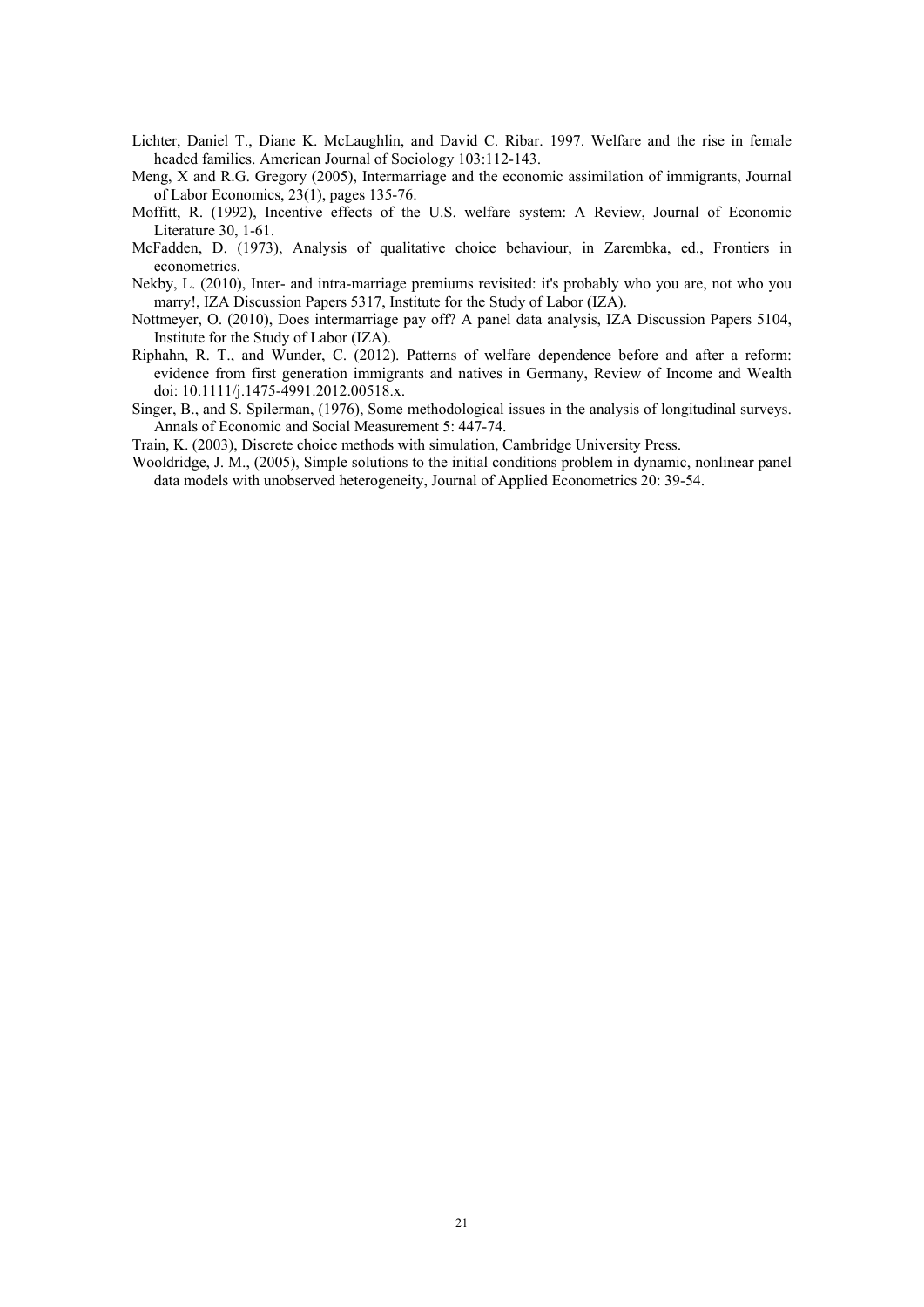Lichter, Daniel T., Diane K. McLaughlin, and David C. Ribar. 1997. Welfare and the rise in female headed families. American Journal of Sociology 103:112-143.

Meng, X and R.G. Gregory (2005), Intermarriage and the economic assimilation of immigrants, Journal of Labor Economics, 23(1), pages 135-76.

Moffitt, R. (1992), Incentive effects of the U.S. welfare system: A Review, Journal of Economic Literature 30, 1-61.

McFadden, D. (1973), Analysis of qualitative choice behaviour, in Zarembka, ed., Frontiers in econometrics.

Nekby, L. (2010), Inter- and intra-marriage premiums revisited: it's probably who you are, not who you marry!, IZA Discussion Papers 5317, Institute for the Study of Labor (IZA).

Nottmeyer, O. (2010), Does intermarriage pay off? A panel data analysis, IZA Discussion Papers 5104, Institute for the Study of Labor (IZA).

Riphahn, R. T., and Wunder, C. (2012). Patterns of welfare dependence before and after a reform: evidence from first generation immigrants and natives in Germany, Review of Income and Wealth doi: 10.1111/j.1475-4991.2012.00518.x.

Singer, B., and S. Spilerman, (1976), Some methodological issues in the analysis of longitudinal surveys. Annals of Economic and Social Measurement 5: 447-74.

Train, K. (2003), Discrete choice methods with simulation, Cambridge University Press.

Wooldridge, J. M., (2005), Simple solutions to the initial conditions problem in dynamic, nonlinear panel data models with unobserved heterogeneity, Journal of Applied Econometrics 20: 39-54.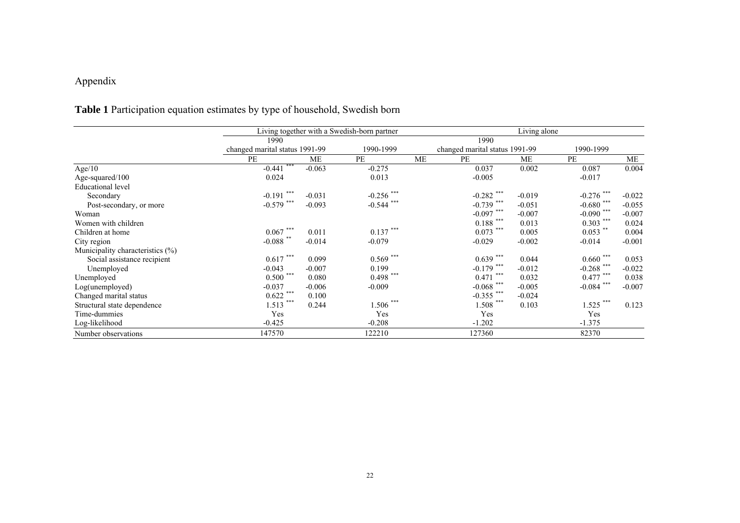# Appendix

**Table 1** Participation equation estimates by type of household, Swedish born

| | Living together with a Swedish-born partner | | | | Living alone | | | |
|---|---|---|---|---|---|---|---|---|
| | 1990 changed marital status 1991-99 | | 1990-1999 | | 1990 changed marital status 1991-99 | | 1990-1999 | |
| | PE | ME | PE | ME | PE | ME | PE | ME |
| Age/10 | -0.441 *** | -0.063 | -0.275 | | 0.037 | 0.002 | 0.087 | 0.004 |
| Age-squared/100 | 0.024 | | 0.013 | | -0.005 | | -0.017 | |
| Educational level | | | | | | | | |
| Secondary | -0.191 *** | -0.031 | -0.256 *** | | -0.282 *** | -0.019 | -0.276 *** | -0.022 |
| Post-secondary, or more | -0.579 *** | -0.093 | -0.544 *** | | -0.739 *** | -0.051 | -0.680 *** | -0.055 |
| Woman | | | | | -0.097 *** | -0.007 | -0.090 *** | -0.007 |
| Women with children | | | | | 0.188 *** | 0.013 | 0.303 *** | 0.024 |
| Children at home | 0.067 *** | 0.011 | 0.137 *** | | 0.073 *** | 0.005 | 0.053 ** | 0.004 |
| City region | -0.088 ** | -0.014 | -0.079 | | -0.029 | -0.002 | -0.014 | -0.001 |
| Municipality characteristics (%) | | | | | | | | |
| Social assistance recipient | 0.617 *** | 0.099 | 0.569 *** | | 0.639 *** | 0.044 | 0.660 *** | 0.053 |
| Unemployed | -0.043 | -0.007 | 0.199 | | -0.179 *** | -0.012 | -0.268 *** | -0.022 |
| Unemployed | 0.500 *** | 0.080 | 0.498 *** | | 0.471 *** | 0.032 | 0.477 *** | 0.038 |
| Log(unemployed) | -0.037 | -0.006 | -0.009 | | -0.068 *** | -0.005 | -0.084 *** | -0.007 |
| Changed marital status | 0.622 *** | 0.100 | | | -0.355 *** | -0.024 | | |
| Structural state dependence | 1.513 *** | 0.244 | 1.506 *** | | 1.508 *** | 0.103 | 1.525 *** | 0.123 |
| Time-dummies | Yes | | Yes | | Yes | | Yes | |
| Log-likelihood | -0.425 | | -0.208 | | -1.202 | | -1.375 | |
| Number observations | 147570 | | 122210 | | 127360 | | 82370 | |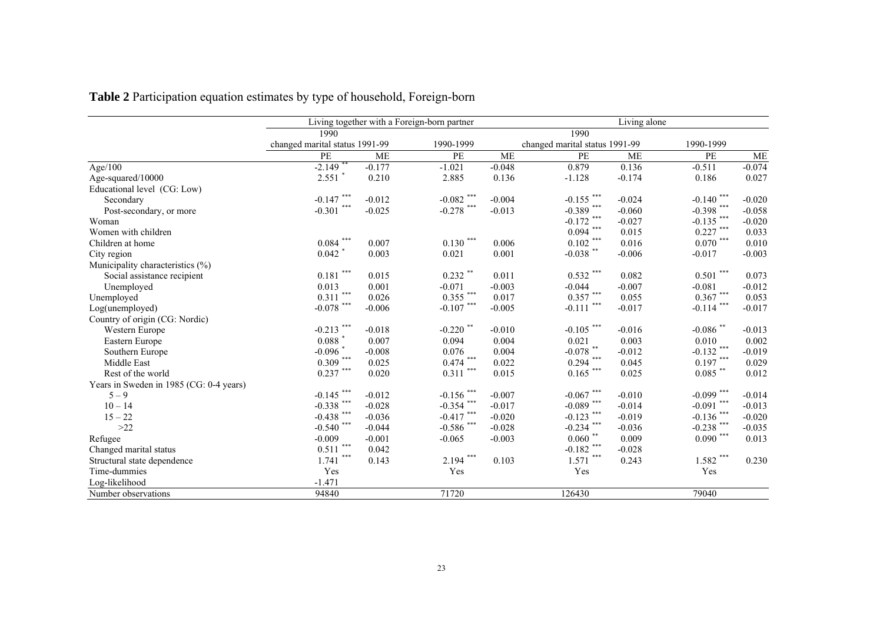**Table 2** Participation equation estimates by type of household, Foreign-born

| | Living together with a Foreign-born partner | | | | Living alone | | | |
|---|---|---|---|---|---|---|---|---|
| | 1990 changed marital status 1991-99 | | 1990-1999 | | 1990 changed marital status 1991-99 | | 1990-1999 | |
| | PE | ME | PE | ME | PE | ME | PE | ME |
| Age/100 | -2.149 ** | -0.177 | -1.021 | -0.048 | 0.879 | 0.136 | -0.511 | -0.074 |
| Age-squared/10000 | 2.551 * | 0.210 | 2.885 | 0.136 | -1.128 | -0.174 | 0.186 | 0.027 |
| Educational level (CG: Low) | | | | | | | | |
| Secondary | -0.147 *** | -0.012 | -0.082 *** | -0.004 | -0.155 *** | -0.024 | -0.140 *** | -0.020 |
| Post-secondary, or more | -0.301 *** | -0.025 | -0.278 *** | -0.013 | -0.389 *** | -0.060 | -0.398 *** | -0.058 |
| Woman | | | | | -0.172 *** | -0.027 | -0.135 *** | -0.020 |
| Women with children | | | | | 0.094 *** | 0.015 | 0.227 *** | 0.033 |
| Children at home | 0.084 *** | 0.007 | 0.130 *** | 0.006 | 0.102 *** | 0.016 | 0.070 *** | 0.010 |
| City region | 0.042 * | 0.003 | 0.021 | 0.001 | -0.038 ** | -0.006 | -0.017 | -0.003 |
| Municipality characteristics (%) | | | | | | | | |
| Social assistance recipient | 0.181 *** | 0.015 | 0.232 ** | 0.011 | 0.532 *** | 0.082 | 0.501 *** | 0.073 |
| Unemployed | 0.013 | 0.001 | -0.071 | -0.003 | -0.044 | -0.007 | -0.081 | -0.012 |
| Unemployed | 0.311 *** | 0.026 | 0.355 *** | 0.017 | 0.357 *** | 0.055 | 0.367 *** | 0.053 |
| Log(unemployed) | -0.078 *** | -0.006 | -0.107 *** | -0.005 | -0.111 *** | -0.017 | -0.114 *** | -0.017 |
| Country of origin (CG: Nordic) | | | | | | | | |
| Western Europe | -0.213 *** | -0.018 | -0.220 ** | -0.010 | -0.105 *** | -0.016 | -0.086 ** | -0.013 |
| Eastern Europe | 0.088 * | 0.007 | 0.094 | 0.004 | 0.021 | 0.003 | 0.010 | 0.002 |
| Southern Europe | -0.096 * | -0.008 | 0.076 | 0.004 | -0.078 ** | -0.012 | -0.132 *** | -0.019 |
| Middle East | 0.309 *** | 0.025 | 0.474 *** | 0.022 | 0.294 *** | 0.045 | 0.197 *** | 0.029 |
| Rest of the world | 0.237 *** | 0.020 | 0.311 *** | 0.015 | 0.165 *** | 0.025 | 0.085 ** | 0.012 |
| Years in Sweden in 1985 (CG: 0-4 years) | | | | | | | | |
| 5 – 9 | -0.145 *** | -0.012 | -0.156 *** | -0.007 | -0.067 *** | -0.010 | -0.099 *** | -0.014 |
| 10 – 14 | -0.338 *** | -0.028 | -0.354 *** | -0.017 | -0.089 *** | -0.014 | -0.091 *** | -0.013 |
| 15 – 22 | -0.438 *** | -0.036 | -0.417 *** | -0.020 | -0.123 *** | -0.019 | -0.136 *** | -0.020 |
| >22 | -0.540 *** | -0.044 | -0.586 *** | -0.028 | -0.234 *** | -0.036 | -0.238 *** | -0.035 |
| Refugee | -0.009 | -0.001 | -0.065 | -0.003 | 0.060 ** | 0.009 | 0.090 *** | 0.013 |
| Changed marital status | 0.511 *** | 0.042 | | | -0.182 *** | -0.028 | | |
| Structural state dependence | 1.741 *** | 0.143 | 2.194 *** | 0.103 | 1.571 *** | 0.243 | 1.582 *** | 0.230 |
| Time-dummies | Yes | | Yes | | Yes | | Yes | |
| Log-likelihood | -1.471 | | | | | | | |
| Number observations | 94840 | | 71720 | | 126430 | | 79040 | |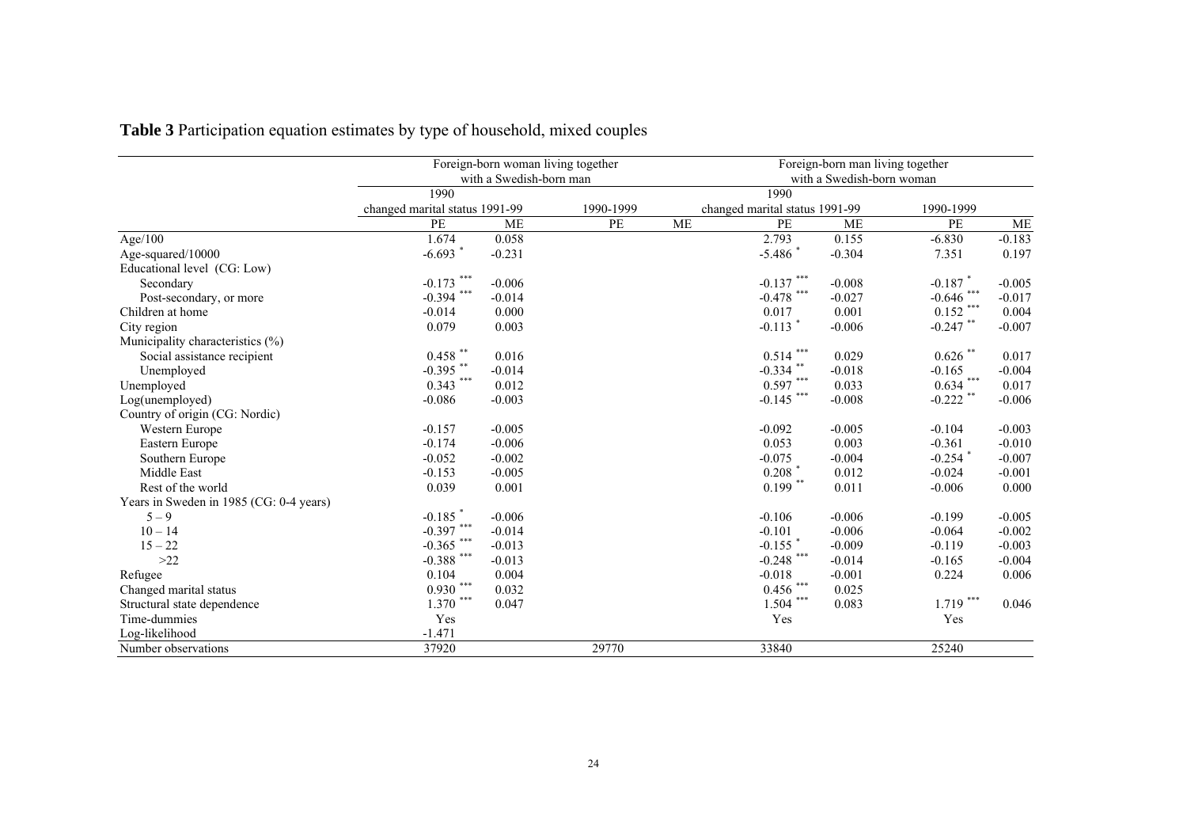**Table 3** Participation equation estimates by type of household, mixed couples

| | Foreign-born woman living together with a Swedish-born man | | | | Foreign-born man living together with a Swedish-born woman | | | |
|---|---|---|---|---|---|---|---|---|
| | 1990 changed marital status 1991-99 | | 1990-1999 | | 1990 changed marital status 1991-99 | | 1990-1999 | |
| | PE | ME | PE | ME | PE | ME | PE | ME |
| Age/100 | 1.674 | 0.058 | | | 2.793 | 0.155 | -6.830 | -0.183 |
| Age-squared/10000 | -6.693* | -0.231 | | | -5.486* | -0.304 | 7.351 | 0.197 |
| Educational level (CG: Low) | | | | | | | | |
| Secondary | -0.173*** | -0.006 | | | -0.137*** | -0.008 | -0.187* | -0.005 |
| Post-secondary, or more | -0.394*** | -0.014 | | | -0.478*** | -0.027 | -0.646*** | -0.017 |
| Children at home | -0.014 | 0.000 | | | 0.017 | 0.001 | 0.152*** | 0.004 |
| City region | 0.079 | 0.003 | | | -0.113* | -0.006 | -0.247** | -0.007 |
| Municipality characteristics (%) | | | | | | | | |
| Social assistance recipient | 0.458** | 0.016 | | | 0.514*** | 0.029 | 0.626** | 0.017 |
| Unemployed | -0.395** | -0.014 | | | -0.334** | -0.018 | -0.165 | -0.004 |
| Unemployed | 0.343*** | 0.012 | | | 0.597*** | 0.033 | 0.634*** | 0.017 |
| Log(unemployed) | -0.086 | -0.003 | | | -0.145*** | -0.008 | -0.222** | -0.006 |
| Country of origin (CG: Nordic) | | | | | | | | |
| Western Europe | -0.157 | -0.005 | | | -0.092 | -0.005 | -0.104 | -0.003 |
| Eastern Europe | -0.174 | -0.006 | | | 0.053 | 0.003 | -0.361 | -0.010 |
| Southern Europe | -0.052 | -0.002 | | | -0.075 | -0.004 | -0.254* | -0.007 |
| Middle East | -0.153 | -0.005 | | | 0.208* | 0.012 | -0.024 | -0.001 |
| Rest of the world | 0.039 | 0.001 | | | 0.199** | 0.011 | -0.006 | 0.000 |
| Years in Sweden in 1985 (CG: 0-4 years) | | | | | | | | |
| 5 – 9 | -0.185* | -0.006 | | | -0.106 | -0.006 | -0.199 | -0.005 |
| 10 – 14 | -0.397*** | -0.014 | | | -0.101 | -0.006 | -0.064 | -0.002 |
| 15 – 22 | -0.365*** | -0.013 | | | -0.155* | -0.009 | -0.119 | -0.003 |
| >22 | -0.388*** | -0.013 | | | -0.248*** | -0.014 | -0.165 | -0.004 |
| Refugee | 0.104 | 0.004 | | | -0.018 | -0.001 | 0.224 | 0.006 |
| Changed marital status | 0.930*** | 0.032 | | | 0.456*** | 0.025 | | |
| Structural state dependence | 1.370*** | 0.047 | | | 1.504*** | 0.083 | 1.719*** | 0.046 |
| Time-dummies | Yes | | | | Yes | | Yes | |
| Log-likelihood | -1.471 | | | | | | | |
| Number observations | 37920 | | 29770 | | 33840 | | 25240 | |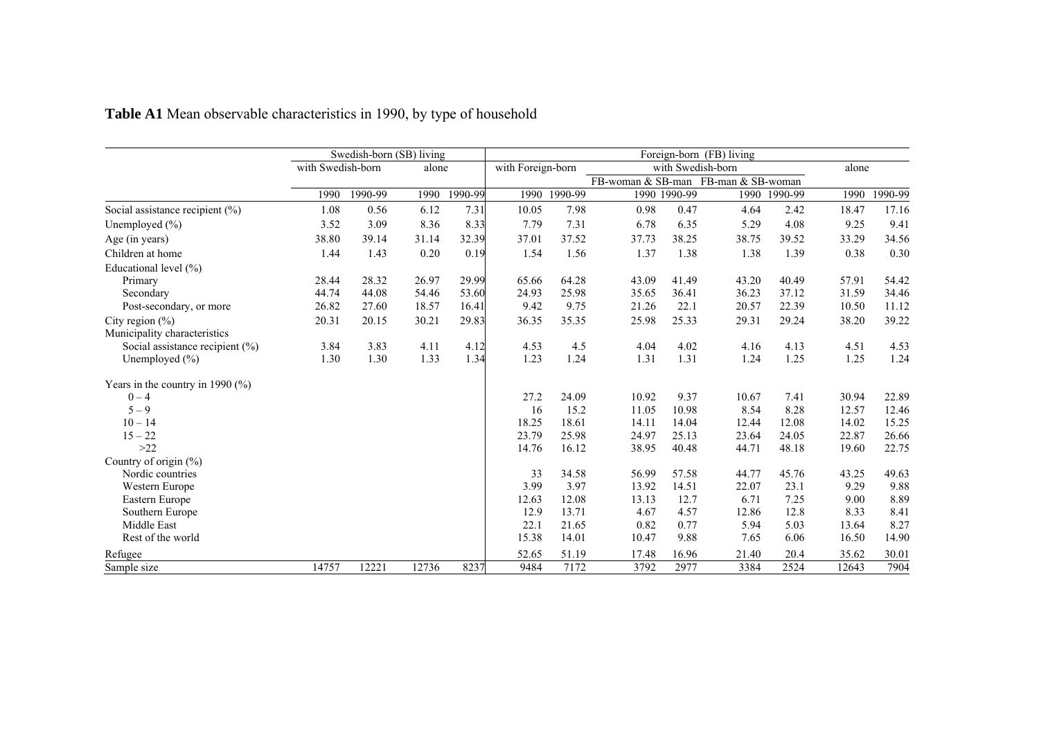**Table A1** Mean observable characteristics in 1990, by type of household

| | Swedish-born (SB) living | | | | Foreign-born (FB) living | | | | | | | |
|---|---|---|---|---|---|---|---|---|---|---|---|---|
| | with Swedish-born | | alone | | with Foreign-born | | with Swedish-born | | | | alone | |
| | | | | | | | FB-woman & SB-man | | FB-man & SB-woman | | | |
| | 1990 | 1990-99 | 1990 | 1990-99 | 1990 | 1990-99 | 1990 | 1990-99 | 1990 | 1990-99 | 1990 | 1990-99 |
| Social assistance recipient (%) | 1.08 | 0.56 | 6.12 | 7.31 | 10.05 | 7.98 | 0.98 | 0.47 | 4.64 | 2.42 | 18.47 | 17.16 |
| Unemployed (%) | 3.52 | 3.09 | 8.36 | 8.33 | 7.79 | 7.31 | 6.78 | 6.35 | 5.29 | 4.08 | 9.25 | 9.41 |
| Age (in years) | 38.80 | 39.14 | 31.14 | 32.39 | 37.01 | 37.52 | 37.73 | 38.25 | 38.75 | 39.52 | 33.29 | 34.56 |
| Children at home | 1.44 | 1.43 | 0.20 | 0.19 | 1.54 | 1.56 | 1.37 | 1.38 | 1.38 | 1.39 | 0.38 | 0.30 |
| Educational level (%) | | | | | | | | | | | | |
| Primary | 28.44 | 28.32 | 26.97 | 29.99 | 65.66 | 64.28 | 43.09 | 41.49 | 43.20 | 40.49 | 57.91 | 54.42 |
| Secondary | 44.74 | 44.08 | 54.46 | 53.60 | 24.93 | 25.98 | 35.65 | 36.41 | 36.23 | 37.12 | 31.59 | 34.46 |
| Post-secondary, or more | 26.82 | 27.60 | 18.57 | 16.41 | 9.42 | 9.75 | 21.26 | 22.1 | 20.57 | 22.39 | 10.50 | 11.12 |
| City region (%) | 20.31 | 20.15 | 30.21 | 29.83 | 36.35 | 35.35 | 25.98 | 25.33 | 29.31 | 29.24 | 38.20 | 39.22 |
| Municipality characteristics | | | | | | | | | | | | |
| Social assistance recipient (%) | 3.84 | 3.83 | 4.11 | 4.12 | 4.53 | 4.5 | 4.04 | 4.02 | 4.16 | 4.13 | 4.51 | 4.53 |
| Unemployed (%) | 1.30 | 1.30 | 1.33 | 1.34 | 1.23 | 1.24 | 1.31 | 1.31 | 1.24 | 1.25 | 1.25 | 1.24 |
| Years in the country in 1990 (%) | | | | | | | | | | | | |
| 0 – 4 | | | | | 27.2 | 24.09 | 10.92 | 9.37 | 10.67 | 7.41 | 30.94 | 22.89 |
| 5 – 9 | | | | | 16 | 15.2 | 11.05 | 10.98 | 8.54 | 8.28 | 12.57 | 12.46 |
| 10 – 14 | | | | | 18.25 | 18.61 | 14.11 | 14.04 | 12.44 | 12.08 | 14.02 | 15.25 |
| 15 – 22 | | | | | 23.79 | 25.98 | 24.97 | 25.13 | 23.64 | 24.05 | 22.87 | 26.66 |
| >22 | | | | | 14.76 | 16.12 | 38.95 | 40.48 | 44.71 | 48.18 | 19.60 | 22.75 |
| Country of origin (%) | | | | | | | | | | | | |
| Nordic countries | | | | | 33 | 34.58 | 56.99 | 57.58 | 44.77 | 45.76 | 43.25 | 49.63 |
| Western Europe | | | | | 3.99 | 3.97 | 13.92 | 14.51 | 22.07 | 23.1 | 9.29 | 9.88 |
| Eastern Europe | | | | | 12.63 | 12.08 | 13.13 | 12.7 | 6.71 | 7.25 | 9.00 | 8.89 |
| Southern Europe | | | | | 12.9 | 13.71 | 4.67 | 4.57 | 12.86 | 12.8 | 8.33 | 8.41 |
| Middle East | | | | | 22.1 | 21.65 | 0.82 | 0.77 | 5.94 | 5.03 | 13.64 | 8.27 |
| Rest of the world | | | | | 15.38 | 14.01 | 10.47 | 9.88 | 7.65 | 6.06 | 16.50 | 14.90 |
| Refugee | | | | | 52.65 | 51.19 | 17.48 | 16.96 | 21.40 | 20.4 | 35.62 | 30.01 |
| Sample size | 14757 | 12221 | 12736 | 8237 | 9484 | 7172 | 3792 | 2977 | 3384 | 2524 | 12643 | 7904 |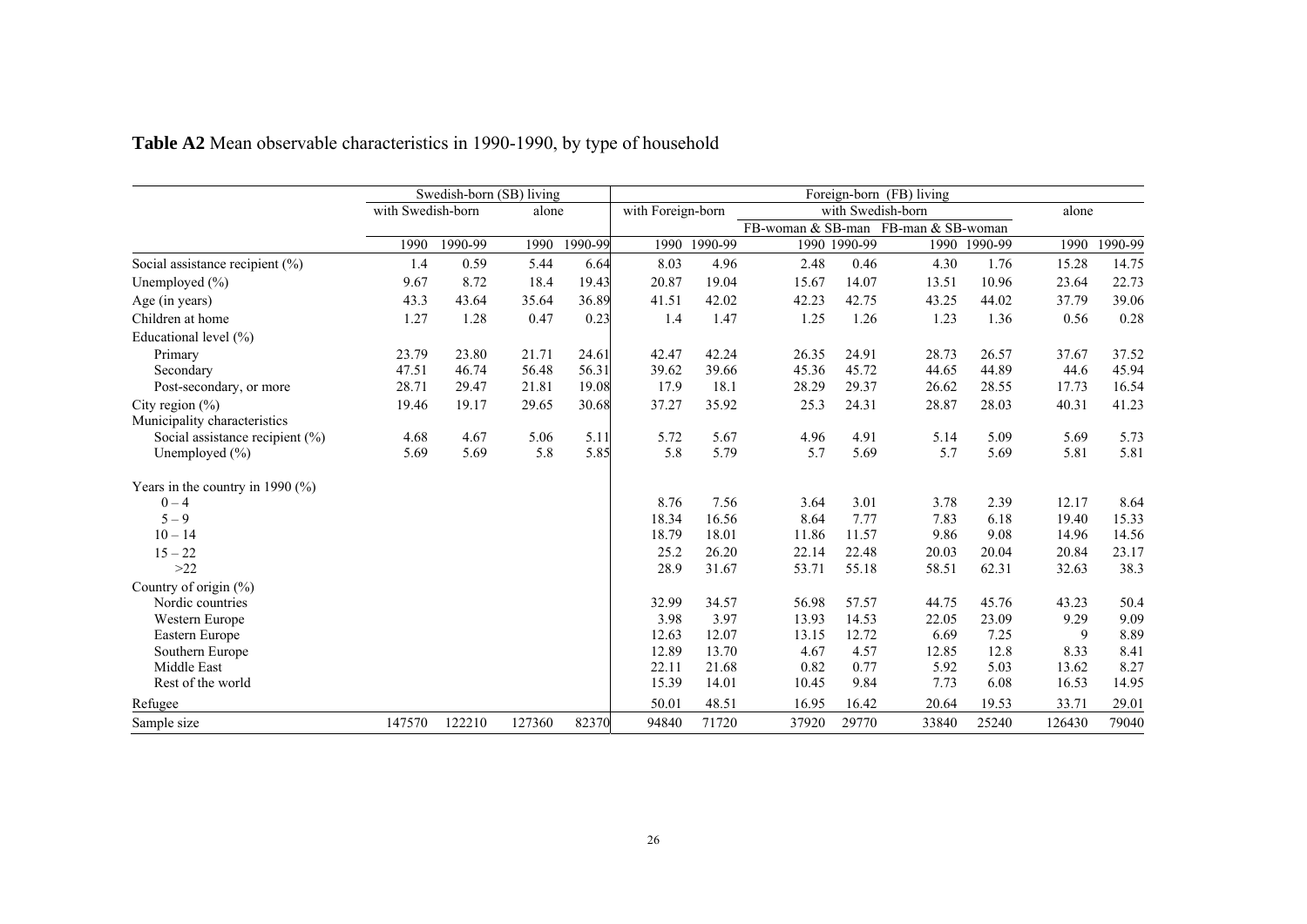**Table A2** Mean observable characteristics in 1990-1990, by type of household

| | Swedish-born (SB) living | | | | Foreign-born (FB) living | | | | | | | |
|---|---|---|---|---|---|---|---|---|---|---|---|---|
| | with Swedish-born | | alone | | with Foreign-born | | with Swedish-born | | | | alone | |
| | | | | | | | FB-woman & SB-man | | FB-man & SB-woman | | | |
| | 1990 | 1990-99 | 1990 | 1990-99 | 1990 | 1990-99 | 1990 | 1990-99 | 1990 | 1990-99 | 1990 | 1990-99 |
| Social assistance recipient (%) | 1.4 | 0.59 | 5.44 | 6.64 | 8.03 | 4.96 | 2.48 | 0.46 | 4.30 | 1.76 | 15.28 | 14.75 |
| Unemployed (%) | 9.67 | 8.72 | 18.4 | 19.43 | 20.87 | 19.04 | 15.67 | 14.07 | 13.51 | 10.96 | 23.64 | 22.73 |
| Age (in years) | 43.3 | 43.64 | 35.64 | 36.89 | 41.51 | 42.02 | 42.23 | 42.75 | 43.25 | 44.02 | 37.79 | 39.06 |
| Children at home | 1.27 | 1.28 | 0.47 | 0.23 | 1.4 | 1.47 | 1.25 | 1.26 | 1.23 | 1.36 | 0.56 | 0.28 |
| Educational level (%) | | | | | | | | | | | | |
| Primary | 23.79 | 23.80 | 21.71 | 24.61 | 42.47 | 42.24 | 26.35 | 24.91 | 28.73 | 26.57 | 37.67 | 37.52 |
| Secondary | 47.51 | 46.74 | 56.48 | 56.31 | 39.62 | 39.66 | 45.36 | 45.72 | 44.65 | 44.89 | 44.6 | 45.94 |
| Post-secondary, or more | 28.71 | 29.47 | 21.81 | 19.08 | 17.9 | 18.1 | 28.29 | 29.37 | 26.62 | 28.55 | 17.73 | 16.54 |
| City region (%) | 19.46 | 19.17 | 29.65 | 30.68 | 37.27 | 35.92 | 25.3 | 24.31 | 28.87 | 28.03 | 40.31 | 41.23 |
| Municipality characteristics | | | | | | | | | | | | |
| Social assistance recipient (%) | 4.68 | 4.67 | 5.06 | 5.11 | 5.72 | 5.67 | 4.96 | 4.91 | 5.14 | 5.09 | 5.69 | 5.73 |
| Unemployed (%) | 5.69 | 5.69 | 5.8 | 5.85 | 5.8 | 5.79 | 5.7 | 5.69 | 5.7 | 5.69 | 5.81 | 5.81 |
| Years in the country in 1990 (%) | | | | | | | | | | | | |
| 0 – 4 | | | | | 8.76 | 7.56 | 3.64 | 3.01 | 3.78 | 2.39 | 12.17 | 8.64 |
| 5 – 9 | | | | | 18.34 | 16.56 | 8.64 | 7.77 | 7.83 | 6.18 | 19.40 | 15.33 |
| 10 – 14 | | | | | 18.79 | 18.01 | 11.86 | 11.57 | 9.86 | 9.08 | 14.96 | 14.56 |
| 15 – 22 | | | | | 25.2 | 26.20 | 22.14 | 22.48 | 20.03 | 20.04 | 20.84 | 23.17 |
| >22 | | | | | 28.9 | 31.67 | 53.71 | 55.18 | 58.51 | 62.31 | 32.63 | 38.3 |
| Country of origin (%) | | | | | | | | | | | | |
| Nordic countries | | | | | 32.99 | 34.57 | 56.98 | 57.57 | 44.75 | 45.76 | 43.23 | 50.4 |
| Western Europe | | | | | 3.98 | 3.97 | 13.93 | 14.53 | 22.05 | 23.09 | 9.29 | 9.09 |
| Eastern Europe | | | | | 12.63 | 12.07 | 13.15 | 12.72 | 6.69 | 7.25 | 9 | 8.89 |
| Southern Europe | | | | | 12.89 | 13.70 | 4.67 | 4.57 | 12.85 | 12.8 | 8.33 | 8.41 |
| Middle East | | | | | 22.11 | 21.68 | 0.82 | 0.77 | 5.92 | 5.03 | 13.62 | 8.27 |
| Rest of the world | | | | | 15.39 | 14.01 | 10.45 | 9.84 | 7.73 | 6.08 | 16.53 | 14.95 |
| Refugee | | | | | 50.01 | 48.51 | 16.95 | 16.42 | 20.64 | 19.53 | 33.71 | 29.01 |
| Sample size | 147570 | 122210 | 127360 | 82370 | 94840 | 71720 | 37920 | 29770 | 33840 | 25240 | 126430 | 79040 |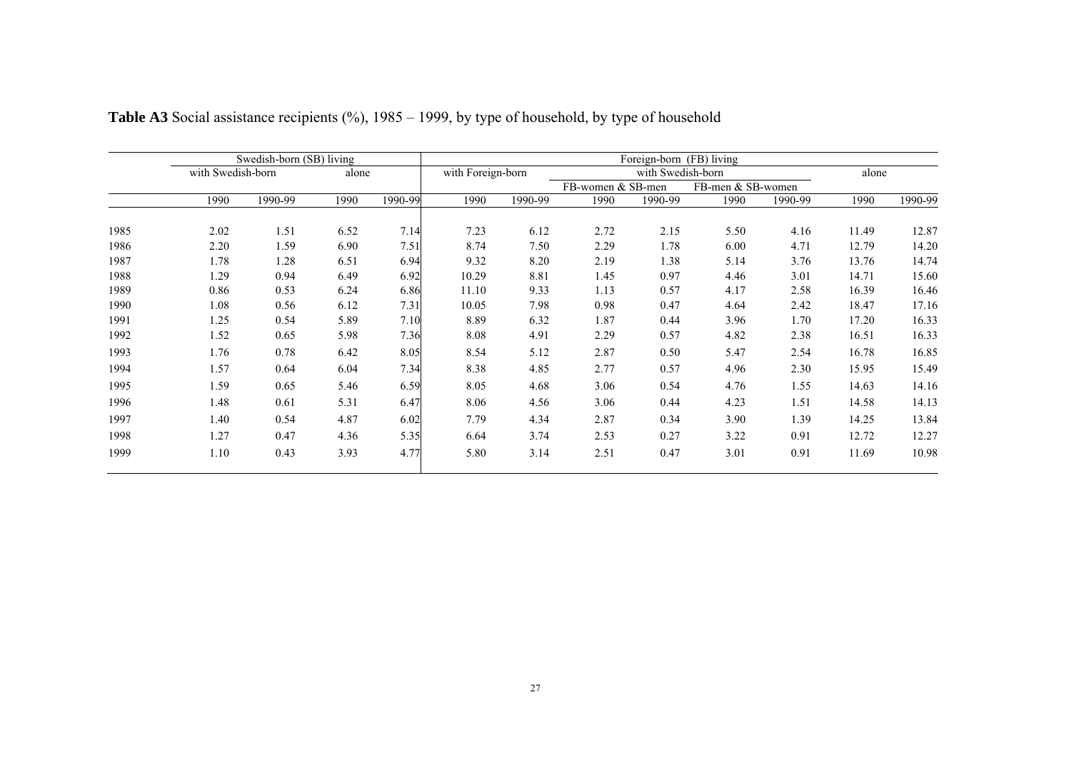**Table A3** Social assistance recipients (%), 1985 – 1999, by type of household, by type of household

| | Swedish-born (SB) living | | | | Foreign-born (FB) living | | | | | | | |
|---|---|---|---|---|---|---|---|---|---|---|---|---|
| | with Swedish-born | | alone | | with Foreign-born | | with Swedish-born | | | | alone | |
| | | | | | | | FB-women & SB-men | | FB-men & SB-women | | | |
| | 1990 | 1990-99 | 1990 | 1990-99 | 1990 | 1990-99 | 1990 | 1990-99 | 1990 | 1990-99 | 1990 | 1990-99 |
| 1985 | 2.02 | 1.51 | 6.52 | 7.14 | 7.23 | 6.12 | 2.72 | 2.15 | 5.50 | 4.16 | 11.49 | 12.87 |
| 1986 | 2.20 | 1.59 | 6.90 | 7.51 | 8.74 | 7.50 | 2.29 | 1.78 | 6.00 | 4.71 | 12.79 | 14.20 |
| 1987 | 1.78 | 1.28 | 6.51 | 6.94 | 9.32 | 8.20 | 2.19 | 1.38 | 5.14 | 3.76 | 13.76 | 14.74 |
| 1988 | 1.29 | 0.94 | 6.49 | 6.92 | 10.29 | 8.81 | 1.45 | 0.97 | 4.46 | 3.01 | 14.71 | 15.60 |
| 1989 | 0.86 | 0.53 | 6.24 | 6.86 | 11.10 | 9.33 | 1.13 | 0.57 | 4.17 | 2.58 | 16.39 | 16.46 |
| 1990 | 1.08 | 0.56 | 6.12 | 7.31 | 10.05 | 7.98 | 0.98 | 0.47 | 4.64 | 2.42 | 18.47 | 17.16 |
| 1991 | 1.25 | 0.54 | 5.89 | 7.10 | 8.89 | 6.32 | 1.87 | 0.44 | 3.96 | 1.70 | 17.20 | 16.33 |
| 1992 | 1.52 | 0.65 | 5.98 | 7.36 | 8.08 | 4.91 | 2.29 | 0.57 | 4.82 | 2.38 | 16.51 | 16.33 |
| 1993 | 1.76 | 0.78 | 6.42 | 8.05 | 8.54 | 5.12 | 2.87 | 0.50 | 5.47 | 2.54 | 16.78 | 16.85 |
| 1994 | 1.57 | 0.64 | 6.04 | 7.34 | 8.38 | 4.85 | 2.77 | 0.57 | 4.96 | 2.30 | 15.95 | 15.49 |
| 1995 | 1.59 | 0.65 | 5.46 | 6.59 | 8.05 | 4.68 | 3.06 | 0.54 | 4.76 | 1.55 | 14.63 | 14.16 |
| 1996 | 1.48 | 0.61 | 5.31 | 6.47 | 8.06 | 4.56 | 3.06 | 0.44 | 4.23 | 1.51 | 14.58 | 14.13 |
| 1997 | 1.40 | 0.54 | 4.87 | 6.02 | 7.79 | 4.34 | 2.87 | 0.34 | 3.90 | 1.39 | 14.25 | 13.84 |
| 1998 | 1.27 | 0.47 | 4.36 | 5.35 | 6.64 | 3.74 | 2.53 | 0.27 | 3.22 | 0.91 | 12.72 | 12.27 |
| 1999 | 1.10 | 0.43 | 3.93 | 4.77 | 5.80 | 3.14 | 2.51 | 0.47 | 3.01 | 0.91 | 11.69 | 10.98 |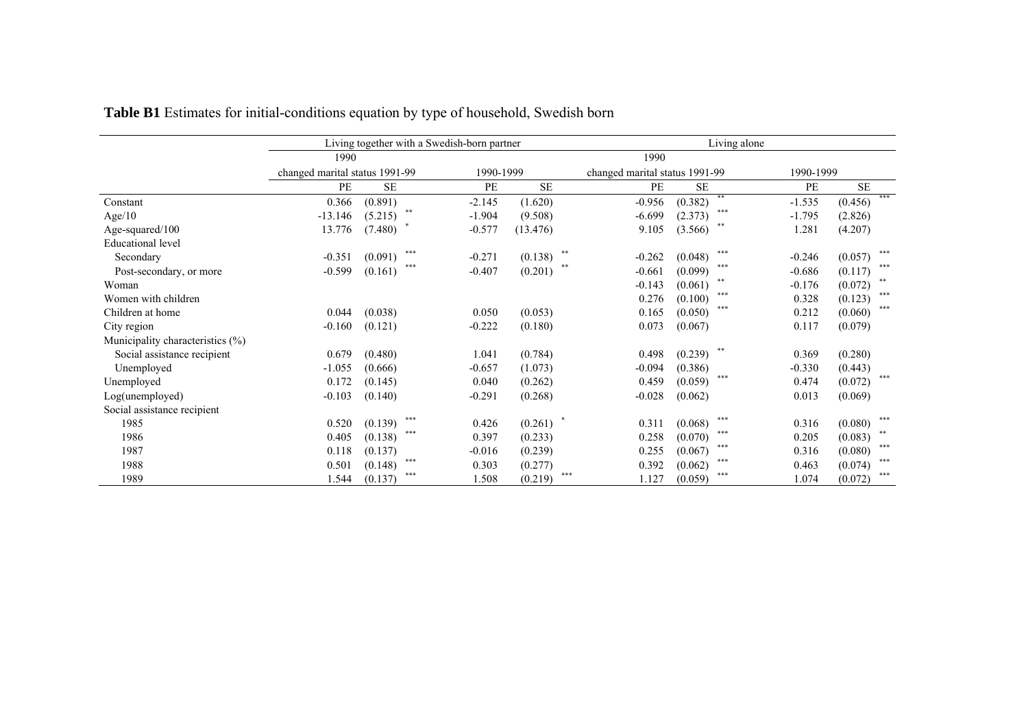**Table B1** Estimates for initial-conditions equation by type of household, Swedish born

| | Living together with a Swedish-born partner | | | | | | Living alone | | | | | |
|---|---|---|---|---|---|---|---|---|---|---|---|---|
| | 1990 | | | | | | 1990 | | | | | |
| | changed marital status 1991-99 | | | 1990-1999 | | | changed marital status 1991-99 | | | 1990-1999 | | |
| | PE | SE | | PE | SE | | PE | SE | | PE | SE | |
| Constant | 0.366 | (0.891) | | -2.145 | (1.620) | | -0.956 | (0.382) | ** | -1.535 | (0.456) | *** |
| Age/10 | -13.146 | (5.215) | ** | -1.904 | (9.508) | | -6.699 | (2.373) | *** | -1.795 | (2.826) | |
| Age-squared/100 | 13.776 | (7.480) | * | -0.577 | (13.476) | | 9.105 | (3.566) | ** | 1.281 | (4.207) | |
| Educational level | | | | | | | | | | | | |
| Secondary | -0.351 | (0.091) | *** | -0.271 | (0.138) | ** | -0.262 | (0.048) | *** | -0.246 | (0.057) | *** |
| Post-secondary, or more | -0.599 | (0.161) | *** | -0.407 | (0.201) | ** | -0.661 | (0.099) | *** | -0.686 | (0.117) | *** |
| Woman | | | | | | | -0.143 | (0.061) | ** | -0.176 | (0.072) | ** |
| Women with children | | | | | | | 0.276 | (0.100) | *** | 0.328 | (0.123) | *** |
| Children at home | 0.044 | (0.038) | | 0.050 | (0.053) | | 0.165 | (0.050) | *** | 0.212 | (0.060) | *** |
| City region | -0.160 | (0.121) | | -0.222 | (0.180) | | 0.073 | (0.067) | | 0.117 | (0.079) | |
| Municipality characteristics (%) | | | | | | | | | | | | |
| Social assistance recipient | 0.679 | (0.480) | | 1.041 | (0.784) | | 0.498 | (0.239) | ** | 0.369 | (0.280) | |
| Unemployed | -1.055 | (0.666) | | -0.657 | (1.073) | | -0.094 | (0.386) | | -0.330 | (0.443) | |
| Unemployed | 0.172 | (0.145) | | 0.040 | (0.262) | | 0.459 | (0.059) | *** | 0.474 | (0.072) | *** |
| Log(unemployed) | -0.103 | (0.140) | | -0.291 | (0.268) | | -0.028 | (0.062) | | 0.013 | (0.069) | |
| Social assistance recipient | | | | | | | | | | | | |
| 1985 | 0.520 | (0.139) | *** | 0.426 | (0.261) | * | 0.311 | (0.068) | *** | 0.316 | (0.080) | *** |
| 1986 | 0.405 | (0.138) | *** | 0.397 | (0.233) | | 0.258 | (0.070) | *** | 0.205 | (0.083) | ** |
| 1987 | 0.118 | (0.137) | | -0.016 | (0.239) | | 0.255 | (0.067) | *** | 0.316 | (0.080) | *** |
| 1988 | 0.501 | (0.148) | *** | 0.303 | (0.277) | | 0.392 | (0.062) | *** | 0.463 | (0.074) | *** |
| 1989 | 1.544 | (0.137) | *** | 1.508 | (0.219) | *** | 1.127 | (0.059) | *** | 1.074 | (0.072) | *** |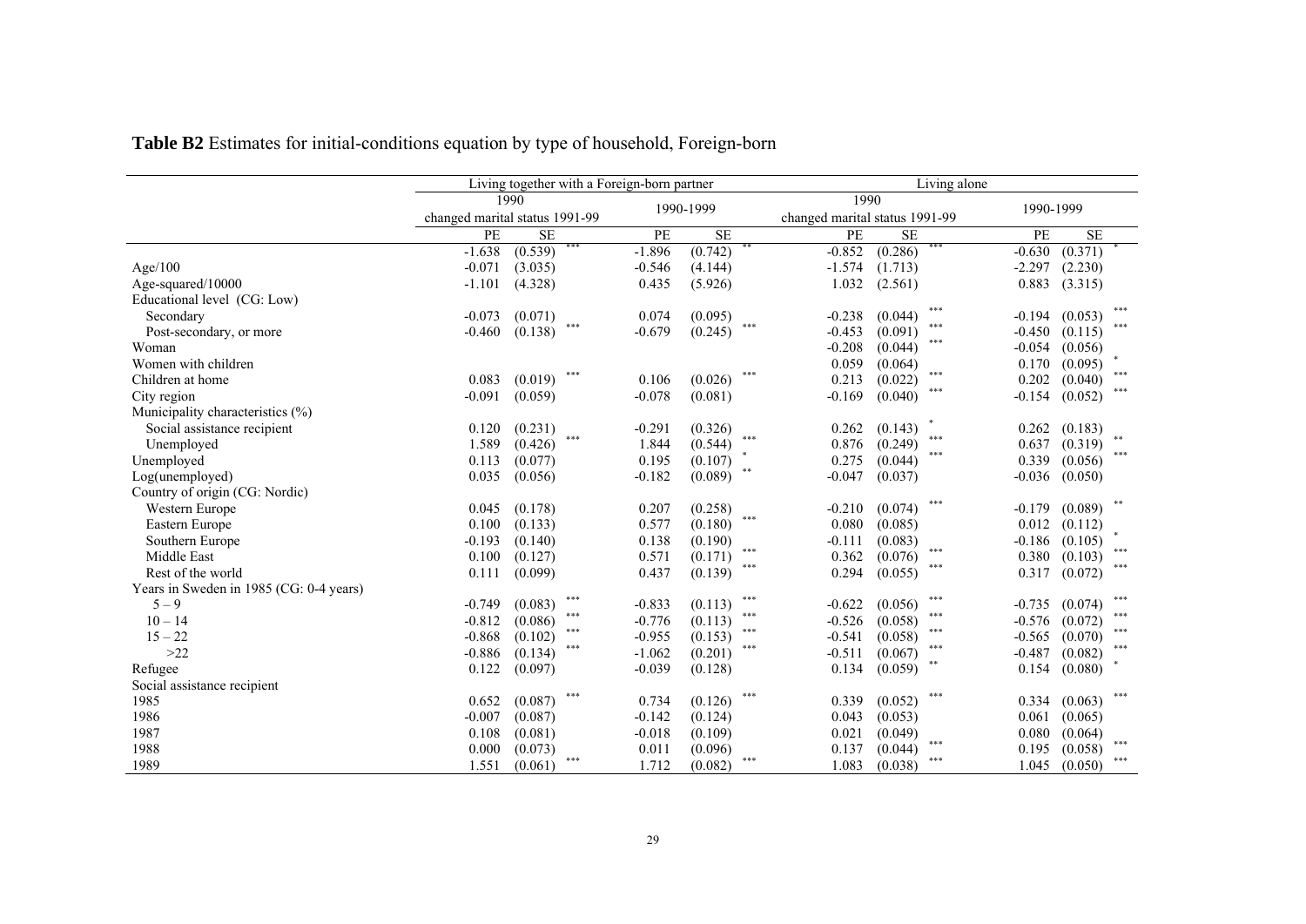**Table B2** Estimates for initial-conditions equation by type of household, Foreign-born

| | Living together with a Foreign-born partner | | | | | | Living alone | | | | | |
|---|---|---|---|---|---|---|---|---|---|---|---|---|
| | 1990 changed marital status 1991-99 | | | 1990-1999 | | | 1990 changed marital status 1991-99 | | | 1990-1999 | | |
| | PE | SE | | PE | SE | | PE | SE | | PE | SE | |
| | -1.638 | (0.539) | *** | -1.896 | (0.742) | ** | -0.852 | (0.286) | *** | -0.630 | (0.371) | * |
| Age/100 | -0.071 | (3.035) | | -0.546 | (4.144) | | -1.574 | (1.713) | | -2.297 | (2.230) | |
| Age-squared/10000 | -1.101 | (4.328) | | 0.435 | (5.926) | | 1.032 | (2.561) | | 0.883 | (3.315) | |
| Educational level (CG: Low) | | | | | | | | | | | | |
| Secondary | -0.073 | (0.071) | | 0.074 | (0.095) | | -0.238 | (0.044) | *** | -0.194 | (0.053) | *** |
| Post-secondary, or more | -0.460 | (0.138) | *** | -0.679 | (0.245) | *** | -0.453 | (0.091) | *** | -0.450 | (0.115) | *** |
| Woman | | | | | | | -0.208 | (0.044) | *** | -0.054 | (0.056) | |
| Women with children | | | | | | | 0.059 | (0.064) | | 0.170 | (0.095) | * |
| Children at home | 0.083 | (0.019) | *** | 0.106 | (0.026) | *** | 0.213 | (0.022) | *** | 0.202 | (0.040) | *** |
| City region | -0.091 | (0.059) | | -0.078 | (0.081) | | -0.169 | (0.040) | *** | -0.154 | (0.052) | *** |
| Municipality characteristics (%) | | | | | | | | | | | | |
| Social assistance recipient | 0.120 | (0.231) | | -0.291 | (0.326) | | 0.262 | (0.143) | * | 0.262 | (0.183) | |
| Unemployed | 1.589 | (0.426) | *** | 1.844 | (0.544) | *** | 0.876 | (0.249) | *** | 0.637 | (0.319) | ** |
| Unemployed | 0.113 | (0.077) | | 0.195 | (0.107) | * | 0.275 | (0.044) | *** | 0.339 | (0.056) | *** |
| Log(unemployed) | 0.035 | (0.056) | | -0.182 | (0.089) | ** | -0.047 | (0.037) | | -0.036 | (0.050) | |
| Country of origin (CG: Nordic) | | | | | | | | | | | | |
| Western Europe | 0.045 | (0.178) | | 0.207 | (0.258) | | -0.210 | (0.074) | *** | -0.179 | (0.089) | ** |
| Eastern Europe | 0.100 | (0.133) | | 0.577 | (0.180) | *** | 0.080 | (0.085) | | 0.012 | (0.112) | |
| Southern Europe | -0.193 | (0.140) | | 0.138 | (0.190) | | -0.111 | (0.083) | | -0.186 | (0.105) | * |
| Middle East | 0.100 | (0.127) | | 0.571 | (0.171) | *** | 0.362 | (0.076) | *** | 0.380 | (0.103) | *** |
| Rest of the world | 0.111 | (0.099) | | 0.437 | (0.139) | *** | 0.294 | (0.055) | *** | 0.317 | (0.072) | *** |
| Years in Sweden in 1985 (CG: 0-4 years) | | | | | | | | | | | | |
| 5 – 9 | -0.749 | (0.083) | *** | -0.833 | (0.113) | *** | -0.622 | (0.056) | *** | -0.735 | (0.074) | *** |
| 10 – 14 | -0.812 | (0.086) | *** | -0.776 | (0.113) | *** | -0.526 | (0.058) | *** | -0.576 | (0.072) | *** |
| 15 – 22 | -0.868 | (0.102) | *** | -0.955 | (0.153) | *** | -0.541 | (0.058) | *** | -0.565 | (0.070) | *** |
| >22 | -0.886 | (0.134) | *** | -1.062 | (0.201) | *** | -0.511 | (0.067) | *** | -0.487 | (0.082) | *** |
| Refugee | 0.122 | (0.097) | | -0.039 | (0.128) | | 0.134 | (0.059) | ** | 0.154 | (0.080) | * |
| Social assistance recipient | | | | | | | | | | | | |
| 1985 | 0.652 | (0.087) | *** | 0.734 | (0.126) | *** | 0.339 | (0.052) | *** | 0.334 | (0.063) | *** |
| 1986 | -0.007 | (0.087) | | -0.142 | (0.124) | | 0.043 | (0.053) | | 0.061 | (0.065) | |
| 1987 | 0.108 | (0.081) | | -0.018 | (0.109) | | 0.021 | (0.049) | | 0.080 | (0.064) | |
| 1988 | 0.000 | (0.073) | | 0.011 | (0.096) | | 0.137 | (0.044) | *** | 0.195 | (0.058) | *** |
| 1989 | 1.551 | (0.061) | *** | 1.712 | (0.082) | *** | 1.083 | (0.038) | *** | 1.045 | (0.050) | *** |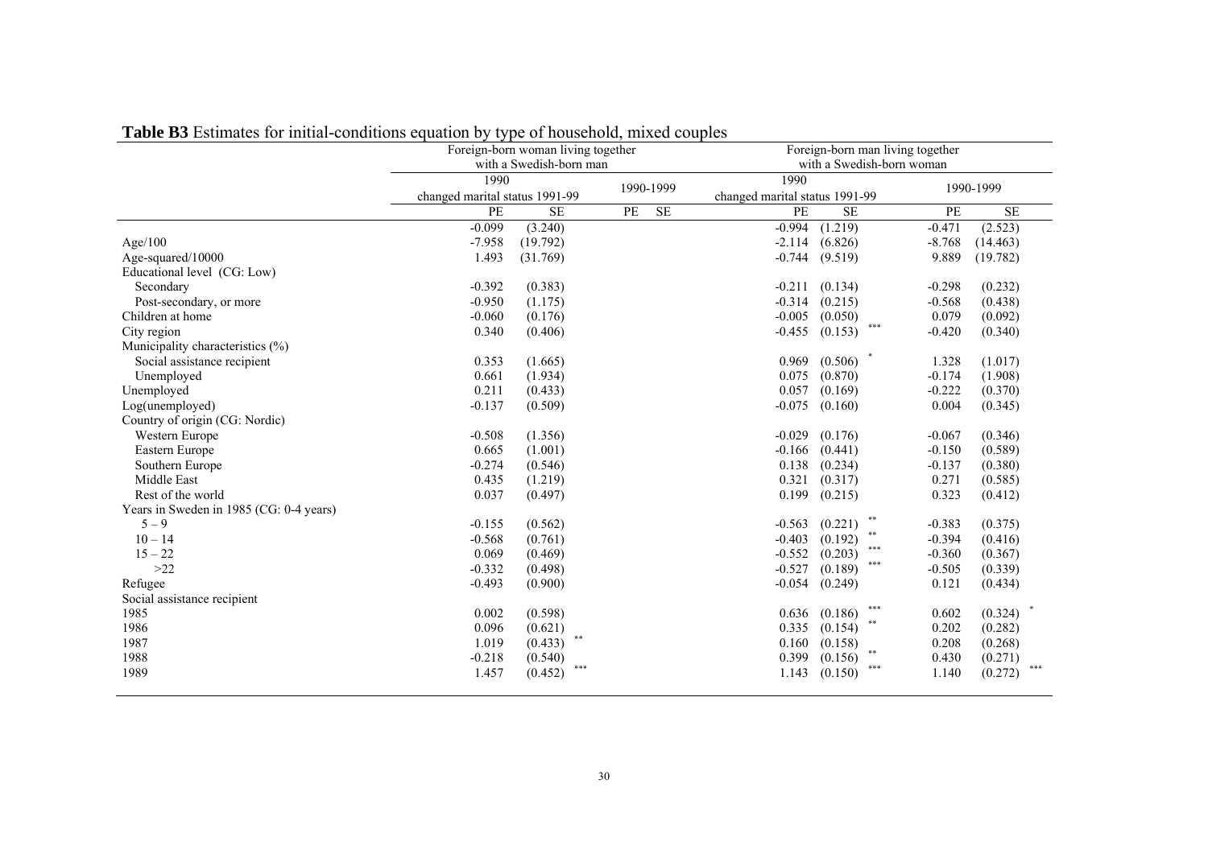**Table B3** Estimates for initial-conditions equation by type of household, mixed couples

| | Foreign-born woman living together with a Swedish-born man | | | | | | Foreign-born man living together with a Swedish-born woman | | | | | |
|---|---|---|---|---|---|---|---|---|---|---|---|---|
| | 1990 changed marital status 1991-99 | | | 1990-1999 | | | 1990 changed marital status 1991-99 | | | 1990-1999 | | |
| | PE | SE | | PE | SE | | PE | SE | | PE | SE | |
| | -0.099 | (3.240) | | | | | -0.994 | (1.219) | | -0.471 | (2.523) | |
| Age/100 | -7.958 | (19.792) | | | | | -2.114 | (6.826) | | -8.768 | (14.463) | |
| Age-squared/10000 | 1.493 | (31.769) | | | | | -0.744 | (9.519) | | 9.889 | (19.782) | |
| Educational level (CG: Low) | | | | | | | | | | | | |
| Secondary | -0.392 | (0.383) | | | | | -0.211 | (0.134) | | -0.298 | (0.232) | |
| Post-secondary, or more | -0.950 | (1.175) | | | | | -0.314 | (0.215) | | -0.568 | (0.438) | |
| Children at home | -0.060 | (0.176) | | | | | -0.005 | (0.050) | | 0.079 | (0.092) | |
| City region | 0.340 | (0.406) | | | | | -0.455 | (0.153) | *** | -0.420 | (0.340) | |
| Municipality characteristics (%) | | | | | | | | | | | | |
| Social assistance recipient | 0.353 | (1.665) | | | | | 0.969 | (0.506) | * | 1.328 | (1.017) | |
| Unemployed | 0.661 | (1.934) | | | | | 0.075 | (0.870) | | -0.174 | (1.908) | |
| Unemployed | 0.211 | (0.433) | | | | | 0.057 | (0.169) | | -0.222 | (0.370) | |
| Log(unemployed) | -0.137 | (0.509) | | | | | -0.075 | (0.160) | | 0.004 | (0.345) | |
| Country of origin (CG: Nordic) | | | | | | | | | | | | |
| Western Europe | -0.508 | (1.356) | | | | | -0.029 | (0.176) | | -0.067 | (0.346) | |
| Eastern Europe | 0.665 | (1.001) | | | | | -0.166 | (0.441) | | -0.150 | (0.589) | |
| Southern Europe | -0.274 | (0.546) | | | | | 0.138 | (0.234) | | -0.137 | (0.380) | |
| Middle East | 0.435 | (1.219) | | | | | 0.321 | (0.317) | | 0.271 | (0.585) | |
| Rest of the world | 0.037 | (0.497) | | | | | 0.199 | (0.215) | | 0.323 | (0.412) | |
| Years in Sweden in 1985 (CG: 0-4 years) | | | | | | | | | | | | |
| 5 – 9 | -0.155 | (0.562) | | | | | -0.563 | (0.221) | ** | -0.383 | (0.375) | |
| 10 – 14 | -0.568 | (0.761) | | | | | -0.403 | (0.192) | ** | -0.394 | (0.416) | |
| 15 – 22 | 0.069 | (0.469) | | | | | -0.552 | (0.203) | *** | -0.360 | (0.367) | |
| >22 | -0.332 | (0.498) | | | | | -0.527 | (0.189) | *** | -0.505 | (0.339) | |
| Refugee | -0.493 | (0.900) | | | | | -0.054 | (0.249) | | 0.121 | (0.434) | |
| Social assistance recipient | | | | | | | | | | | | |
| 1985 | 0.002 | (0.598) | | | | | 0.636 | (0.186) | *** | 0.602 | (0.324) | * |
| 1986 | 0.096 | (0.621) | | | | | 0.335 | (0.154) | ** | 0.202 | (0.282) | |
| 1987 | 1.019 | (0.433) | ** | | | | 0.160 | (0.158) | | 0.208 | (0.268) | |
| 1988 | -0.218 | (0.540) | | | | | 0.399 | (0.156) | ** | 0.430 | (0.271) | |
| 1989 | 1.457 | (0.452) | *** | | | | 1.143 | (0.150) | *** | 1.140 | (0.272) | *** |